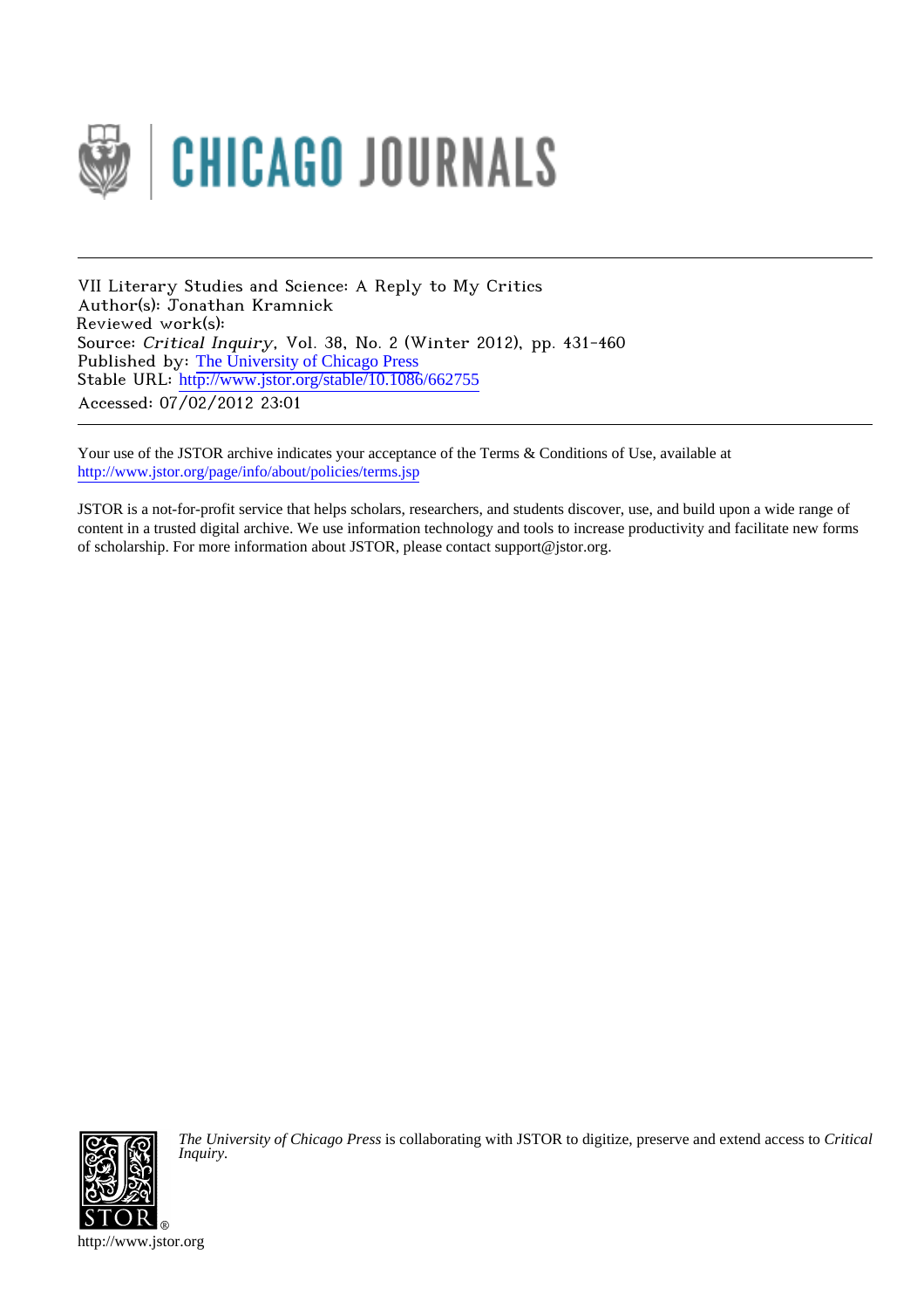CHICAGO JOURNALS

VII Literary Studies and Science: A Reply to My Critics
Author(s): Jonathan Kramnick
Reviewed work(s):
Source: *Critical Inquiry*, Vol. 38, No. 2 (Winter 2012), pp. 431-460
Published by: The University of Chicago Press
Stable URL: http://www.jstor.org/stable/10.1086/662755
Accessed: 07/02/2012 23:01

---

Your use of the JSTOR archive indicates your acceptance of the Terms & Conditions of Use, available at
http://www.jstor.org/page/info/about/policies/terms.jsp

JSTOR is a not-for-profit service that helps scholars, researchers, and students discover, use, and build upon a wide range of content in a trusted digital archive. We use information technology and tools to increase productivity and facilitate new forms of scholarship. For more information about JSTOR, please contact support@jstor.org.

*The University of Chicago Press* is collaborating with JSTOR to digitize, preserve and extend access to *Critical Inquiry.*

http://www.jstor.org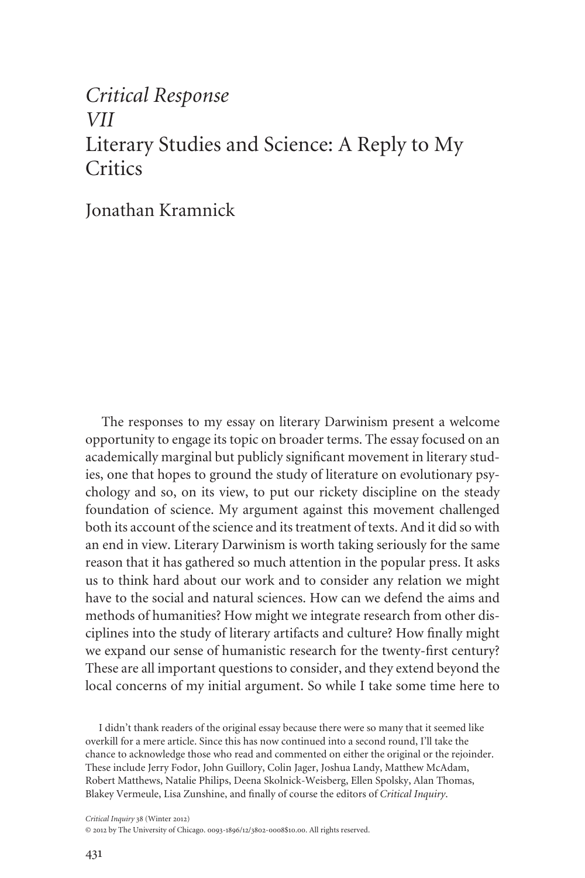# *Critical Response* *VII* Literary Studies and Science: A Reply to My Critics

Jonathan Kramnick

The responses to my essay on literary Darwinism present a welcome opportunity to engage its topic on broader terms. The essay focused on an academically marginal but publicly significant movement in literary studies, one that hopes to ground the study of literature on evolutionary psychology and so, on its view, to put our rickety discipline on the steady foundation of science. My argument against this movement challenged both its account of the science and its treatment of texts. And it did so with an end in view. Literary Darwinism is worth taking seriously for the same reason that it has gathered so much attention in the popular press. It asks us to think hard about our work and to consider any relation we might have to the social and natural sciences. How can we defend the aims and methods of humanities? How might we integrate research from other disciplines into the study of literary artifacts and culture? How finally might we expand our sense of humanistic research for the twenty-first century? These are all important questions to consider, and they extend beyond the local concerns of my initial argument. So while I take some time here to

I didn't thank readers of the original essay because there were so many that it seemed like overkill for a mere article. Since this has now continued into a second round, I'll take the chance to acknowledge those who read and commented on either the original or the rejoinder. These include Jerry Fodor, John Guillory, Colin Jager, Joshua Landy, Matthew McAdam, Robert Matthews, Natalie Philips, Deena Skolnick-Weisberg, Ellen Spolsky, Alan Thomas, Blakey Vermeule, Lisa Zunshine, and finally of course the editors of *Critical Inquiry*.

*Critical Inquiry* 38 (Winter 2012)
© 2012 by The University of Chicago. 0093-1896/12/3802-0008$10.00. All rights reserved.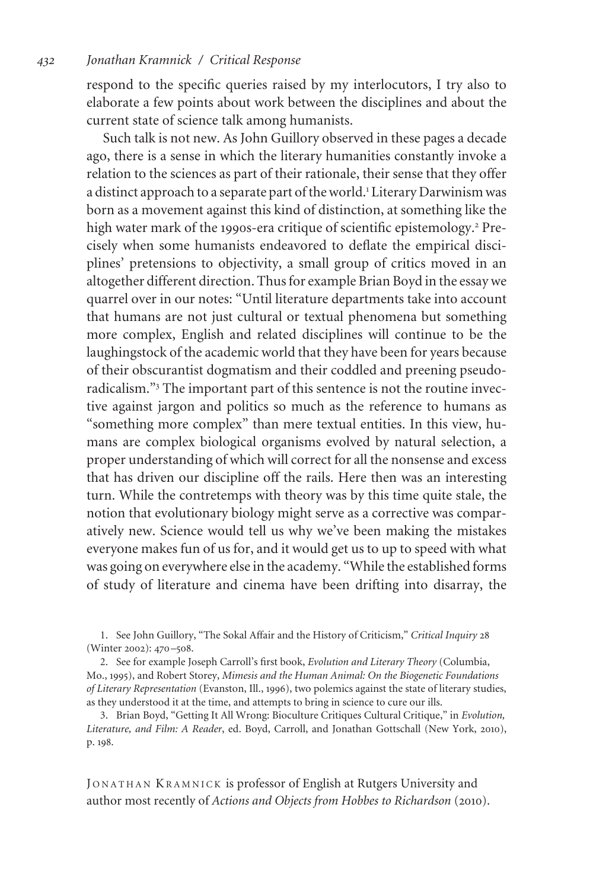respond to the specific queries raised by my interlocutors, I try also to elaborate a few points about work between the disciplines and about the current state of science talk among humanists.

Such talk is not new. As John Guillory observed in these pages a decade ago, there is a sense in which the literary humanities constantly invoke a relation to the sciences as part of their rationale, their sense that they offer a distinct approach to a separate part of the world.[1] Literary Darwinism was born as a movement against this kind of distinction, at something like the high water mark of the 1990s-era critique of scientific epistemology.[2] Precisely when some humanists endeavored to deflate the empirical disciplines' pretensions to objectivity, a small group of critics moved in an altogether different direction. Thus for example Brian Boyd in the essay we quarrel over in our notes: "Until literature departments take into account that humans are not just cultural or textual phenomena but something more complex, English and related disciplines will continue to be the laughingstock of the academic world that they have been for years because of their obscurantist dogmatism and their coddled and preening pseudoradicalism."[3] The important part of this sentence is not the routine invective against jargon and politics so much as the reference to humans as "something more complex" than mere textual entities. In this view, humans are complex biological organisms evolved by natural selection, a proper understanding of which will correct for all the nonsense and excess that has driven our discipline off the rails. Here then was an interesting turn. While the contretemps with theory was by this time quite stale, the notion that evolutionary biology might serve as a corrective was comparatively new. Science would tell us why we've been making the mistakes everyone makes fun of us for, and it would get us to up to speed with what was going on everywhere else in the academy. "While the established forms of study of literature and cinema have been drifting into disarray, the

1. See John Guillory, "The Sokal Affair and the History of Criticism," *Critical Inquiry* 28 (Winter 2002): 470–508.

2. See for example Joseph Carroll's first book, *Evolution and Literary Theory* (Columbia, Mo., 1995), and Robert Storey, *Mimesis and the Human Animal: On the Biogenetic Foundations of Literary Representation* (Evanston, Ill., 1996), two polemics against the state of literary studies, as they understood it at the time, and attempts to bring in science to cure our ills.

3. Brian Boyd, "Getting It All Wrong: Bioculture Critiques Cultural Critique," in *Evolution, Literature, and Film: A Reader*, ed. Boyd, Carroll, and Jonathan Gottschall (New York, 2010), p. 198.

JONATHAN KRAMNICK is professor of English at Rutgers University and author most recently of *Actions and Objects from Hobbes to Richardson* (2010).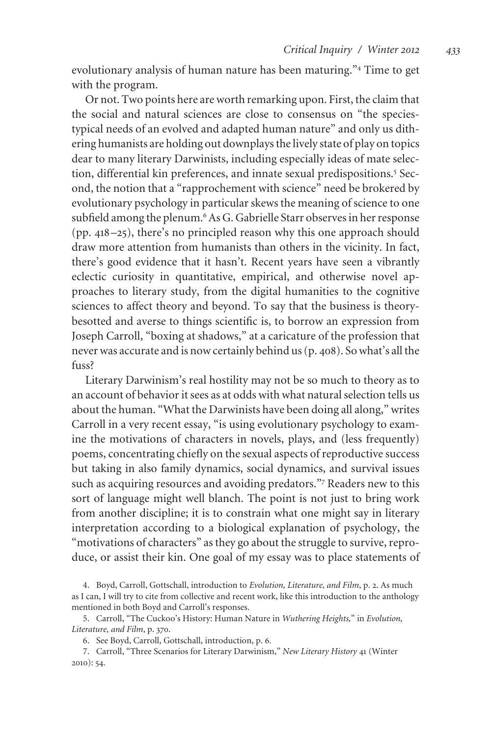evolutionary analysis of human nature has been maturing."[4] Time to get with the program.

Or not. Two points here are worth remarking upon. First, the claim that the social and natural sciences are close to consensus on "the species-typical needs of an evolved and adapted human nature" and only us dithering humanists are holding out downplays the lively state of play on topics dear to many literary Darwinists, including especially ideas of mate selection, differential kin preferences, and innate sexual predispositions.[5] Second, the notion that a "rapprochement with science" need be brokered by evolutionary psychology in particular skews the meaning of science to one subfield among the plenum.[6] As G. Gabrielle Starr observes in her response (pp. 418–25), there's no principled reason why this one approach should draw more attention from humanists than others in the vicinity. In fact, there's good evidence that it hasn't. Recent years have seen a vibrantly eclectic curiosity in quantitative, empirical, and otherwise novel approaches to literary study, from the digital humanities to the cognitive sciences to affect theory and beyond. To say that the business is theory-besotted and averse to things scientific is, to borrow an expression from Joseph Carroll, "boxing at shadows," at a caricature of the profession that never was accurate and is now certainly behind us (p. 408). So what's all the fuss?

Literary Darwinism's real hostility may not be so much to theory as to an account of behavior it sees as at odds with what natural selection tells us about the human. "What the Darwinists have been doing all along," writes Carroll in a very recent essay, "is using evolutionary psychology to examine the motivations of characters in novels, plays, and (less frequently) poems, concentrating chiefly on the sexual aspects of reproductive success but taking in also family dynamics, social dynamics, and survival issues such as acquiring resources and avoiding predators."[7] Readers new to this sort of language might well blanch. The point is not just to bring work from another discipline; it is to constrain what one might say in literary interpretation according to a biological explanation of psychology, the "motivations of characters" as they go about the struggle to survive, reproduce, or assist their kin. One goal of my essay was to place statements of

4. Boyd, Carroll, Gottschall, introduction to *Evolution, Literature, and Film*, p. 2. As much as I can, I will try to cite from collective and recent work, like this introduction to the anthology mentioned in both Boyd and Carroll's responses.

5. Carroll, "The Cuckoo's History: Human Nature in *Wuthering Heights*," in *Evolution, Literature, and Film*, p. 370.

6. See Boyd, Carroll, Gottschall, introduction, p. 6.

7. Carroll, "Three Scenarios for Literary Darwinism," *New Literary History* 41 (Winter 2010): 54.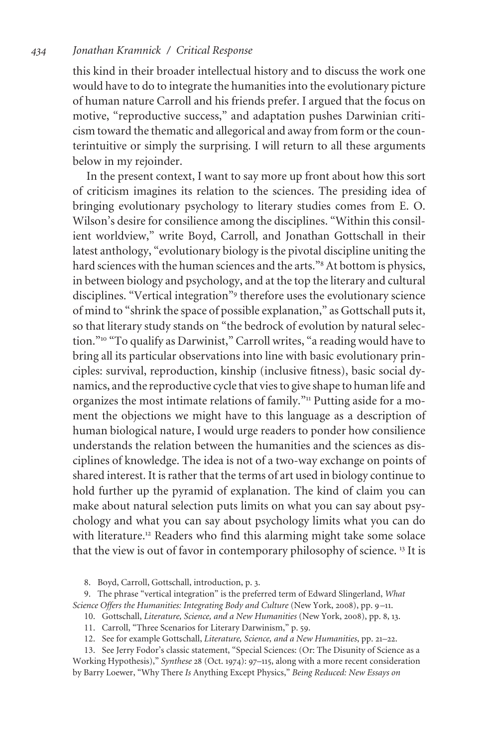this kind in their broader intellectual history and to discuss the work one would have to do to integrate the humanities into the evolutionary picture of human nature Carroll and his friends prefer. I argued that the focus on motive, "reproductive success," and adaptation pushes Darwinian criticism toward the thematic and allegorical and away from form or the counterintuitive or simply the surprising. I will return to all these arguments below in my rejoinder.

In the present context, I want to say more up front about how this sort of criticism imagines its relation to the sciences. The presiding idea of bringing evolutionary psychology to literary studies comes from E. O. Wilson's desire for consilience among the disciplines. "Within this consilient worldview," write Boyd, Carroll, and Jonathan Gottschall in their latest anthology, "evolutionary biology is the pivotal discipline uniting the hard sciences with the human sciences and the arts."[8] At bottom is physics, in between biology and psychology, and at the top the literary and cultural disciplines. "Vertical integration"[9] therefore uses the evolutionary science of mind to "shrink the space of possible explanation," as Gottschall puts it, so that literary study stands on "the bedrock of evolution by natural selection."[10] "To qualify as Darwinist," Carroll writes, "a reading would have to bring all its particular observations into line with basic evolutionary principles: survival, reproduction, kinship (inclusive fitness), basic social dynamics, and the reproductive cycle that vies to give shape to human life and organizes the most intimate relations of family."[11] Putting aside for a moment the objections we might have to this language as a description of human biological nature, I would urge readers to ponder how consilience understands the relation between the humanities and the sciences as disciplines of knowledge. The idea is not of a two-way exchange on points of shared interest. It is rather that the terms of art used in biology continue to hold further up the pyramid of explanation. The kind of claim you can make about natural selection puts limits on what you can say about psychology and what you can say about psychology limits what you can do with literature.[12] Readers who find this alarming might take some solace that the view is out of favor in contemporary philosophy of science. [13] It is

8. Boyd, Carroll, Gottschall, introduction, p. 3.

9. The phrase "vertical integration" is the preferred term of Edward Slingerland, *What Science Offers the Humanities: Integrating Body and Culture* (New York, 2008), pp. 9–11.

10. Gottschall, *Literature, Science, and a New Humanities* (New York, 2008), pp. 8, 13.

11. Carroll, "Three Scenarios for Literary Darwinism," p. 59.

12. See for example Gottschall, *Literature, Science, and a New Humanities*, pp. 21–22.

13. See Jerry Fodor's classic statement, "Special Sciences: (Or: The Disunity of Science as a Working Hypothesis)," *Synthese* 28 (Oct. 1974): 97–115, along with a more recent consideration by Barry Loewer, "Why There *Is* Anything Except Physics," *Being Reduced: New Essays on*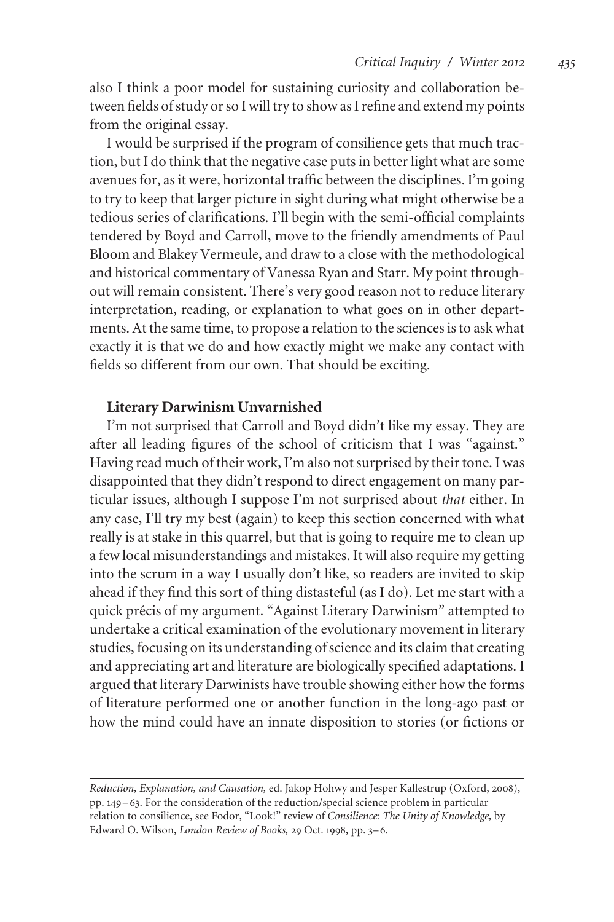also I think a poor model for sustaining curiosity and collaboration between fields of study or so I will try to show as I refine and extend my points from the original essay.

I would be surprised if the program of consilience gets that much traction, but I do think that the negative case puts in better light what are some avenues for, as it were, horizontal traffic between the disciplines. I'm going to try to keep that larger picture in sight during what might otherwise be a tedious series of clarifications. I'll begin with the semi-official complaints tendered by Boyd and Carroll, move to the friendly amendments of Paul Bloom and Blakey Vermeule, and draw to a close with the methodological and historical commentary of Vanessa Ryan and Starr. My point throughout will remain consistent. There's very good reason not to reduce literary interpretation, reading, or explanation to what goes on in other departments. At the same time, to propose a relation to the sciences is to ask what exactly it is that we do and how exactly might we make any contact with fields so different from our own. That should be exciting.

## Literary Darwinism Unvarnished

I'm not surprised that Carroll and Boyd didn't like my essay. They are after all leading figures of the school of criticism that I was "against." Having read much of their work, I'm also not surprised by their tone. I was disappointed that they didn't respond to direct engagement on many particular issues, although I suppose I'm not surprised about *that* either. In any case, I'll try my best (again) to keep this section concerned with what really is at stake in this quarrel, but that is going to require me to clean up a few local misunderstandings and mistakes. It will also require my getting into the scrum in a way I usually don't like, so readers are invited to skip ahead if they find this sort of thing distasteful (as I do). Let me start with a quick précis of my argument. "Against Literary Darwinism" attempted to undertake a critical examination of the evolutionary movement in literary studies, focusing on its understanding of science and its claim that creating and appreciating art and literature are biologically specified adaptations. I argued that literary Darwinists have trouble showing either how the forms of literature performed one or another function in the long-ago past or how the mind could have an innate disposition to stories (or fictions or

*Reduction, Explanation, and Causation,* ed. Jakop Hohwy and Jesper Kallestrup (Oxford, 2008), pp. 149–63. For the consideration of the reduction/special science problem in particular relation to consilience, see Fodor, "Look!" review of *Consilience: The Unity of Knowledge,* by Edward O. Wilson, *London Review of Books,* 29 Oct. 1998, pp. 3–6.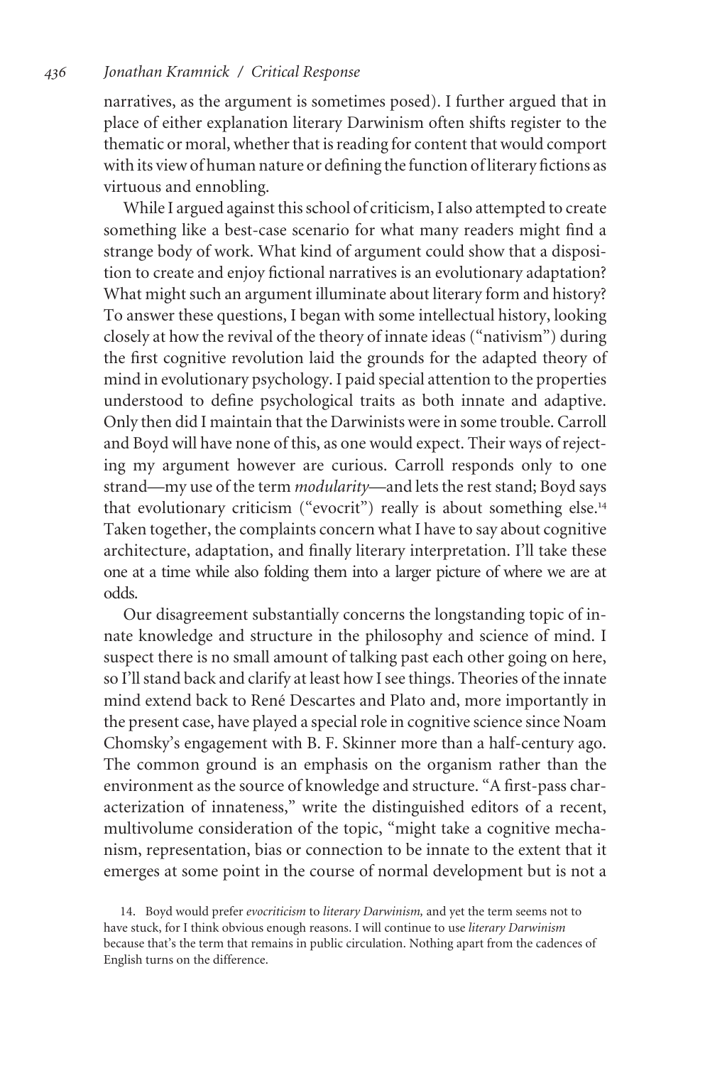narratives, as the argument is sometimes posed). I further argued that in place of either explanation literary Darwinism often shifts register to the thematic or moral, whether that is reading for content that would comport with its view of human nature or defining the function of literary fictions as virtuous and ennobling.

While I argued against this school of criticism, I also attempted to create something like a best-case scenario for what many readers might find a strange body of work. What kind of argument could show that a disposition to create and enjoy fictional narratives is an evolutionary adaptation? What might such an argument illuminate about literary form and history? To answer these questions, I began with some intellectual history, looking closely at how the revival of the theory of innate ideas ("nativism") during the first cognitive revolution laid the grounds for the adapted theory of mind in evolutionary psychology. I paid special attention to the properties understood to define psychological traits as both innate and adaptive. Only then did I maintain that the Darwinists were in some trouble. Carroll and Boyd will have none of this, as one would expect. Their ways of rejecting my argument however are curious. Carroll responds only to one strand—my use of the term *modularity*—and lets the rest stand; Boyd says that evolutionary criticism ("evocrit") really is about something else.[14] Taken together, the complaints concern what I have to say about cognitive architecture, adaptation, and finally literary interpretation. I'll take these one at a time while also folding them into a larger picture of where we are at odds.

Our disagreement substantially concerns the longstanding topic of innate knowledge and structure in the philosophy and science of mind. I suspect there is no small amount of talking past each other going on here, so I'll stand back and clarify at least how I see things. Theories of the innate mind extend back to René Descartes and Plato and, more importantly in the present case, have played a special role in cognitive science since Noam Chomsky's engagement with B. F. Skinner more than a half-century ago. The common ground is an emphasis on the organism rather than the environment as the source of knowledge and structure. "A first-pass characterization of innateness," write the distinguished editors of a recent, multivolume consideration of the topic, "might take a cognitive mechanism, representation, bias or connection to be innate to the extent that it emerges at some point in the course of normal development but is not a

14. Boyd would prefer *evocriticism* to *literary Darwinism,* and yet the term seems not to have stuck, for I think obvious enough reasons. I will continue to use *literary Darwinism* because that's the term that remains in public circulation. Nothing apart from the cadences of English turns on the difference.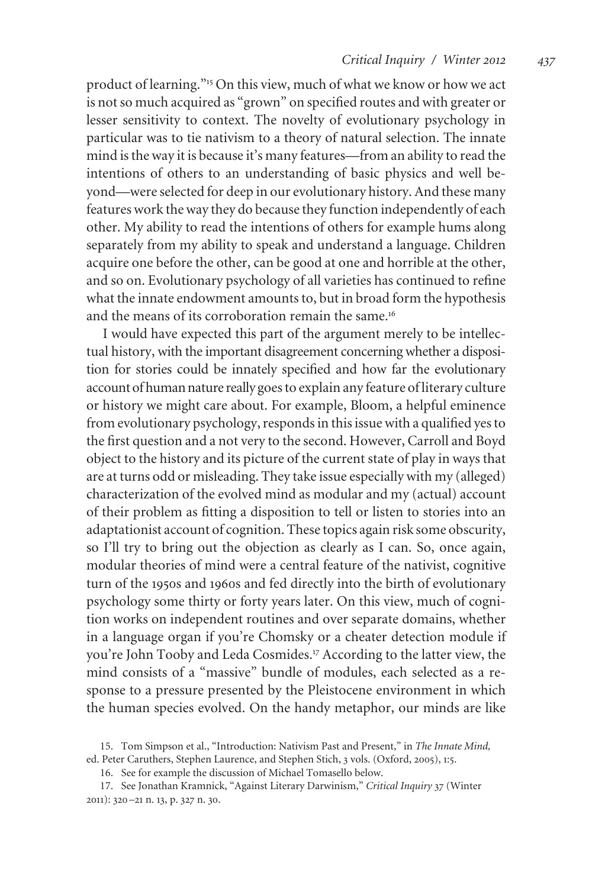product of learning."[15] On this view, much of what we know or how we act is not so much acquired as "grown" on specified routes and with greater or lesser sensitivity to context. The novelty of evolutionary psychology in particular was to tie nativism to a theory of natural selection. The innate mind is the way it is because it's many features—from an ability to read the intentions of others to an understanding of basic physics and well beyond—were selected for deep in our evolutionary history. And these many features work the way they do because they function independently of each other. My ability to read the intentions of others for example hums along separately from my ability to speak and understand a language. Children acquire one before the other, can be good at one and horrible at the other, and so on. Evolutionary psychology of all varieties has continued to refine what the innate endowment amounts to, but in broad form the hypothesis and the means of its corroboration remain the same.[16]

I would have expected this part of the argument merely to be intellectual history, with the important disagreement concerning whether a disposition for stories could be innately specified and how far the evolutionary account of human nature really goes to explain any feature of literary culture or history we might care about. For example, Bloom, a helpful eminence from evolutionary psychology, responds in this issue with a qualified yes to the first question and a not very to the second. However, Carroll and Boyd object to the history and its picture of the current state of play in ways that are at turns odd or misleading. They take issue especially with my (alleged) characterization of the evolved mind as modular and my (actual) account of their problem as fitting a disposition to tell or listen to stories into an adaptationist account of cognition. These topics again risk some obscurity, so I'll try to bring out the objection as clearly as I can. So, once again, modular theories of mind were a central feature of the nativist, cognitive turn of the 1950s and 1960s and fed directly into the birth of evolutionary psychology some thirty or forty years later. On this view, much of cognition works on independent routines and over separate domains, whether in a language organ if you're Chomsky or a cheater detection module if you're John Tooby and Leda Cosmides.[17] According to the latter view, the mind consists of a "massive" bundle of modules, each selected as a response to a pressure presented by the Pleistocene environment in which the human species evolved. On the handy metaphor, our minds are like

15. Tom Simpson et al., "Introduction: Nativism Past and Present," in *The Innate Mind,* ed. Peter Caruthers, Stephen Laurence, and Stephen Stich, 3 vols. (Oxford, 2005), 1:5.

16. See for example the discussion of Michael Tomasello below.

17. See Jonathan Kramnick, "Against Literary Darwinism," *Critical Inquiry* 37 (Winter 2011): 320–21 n. 13, p. 327 n. 30.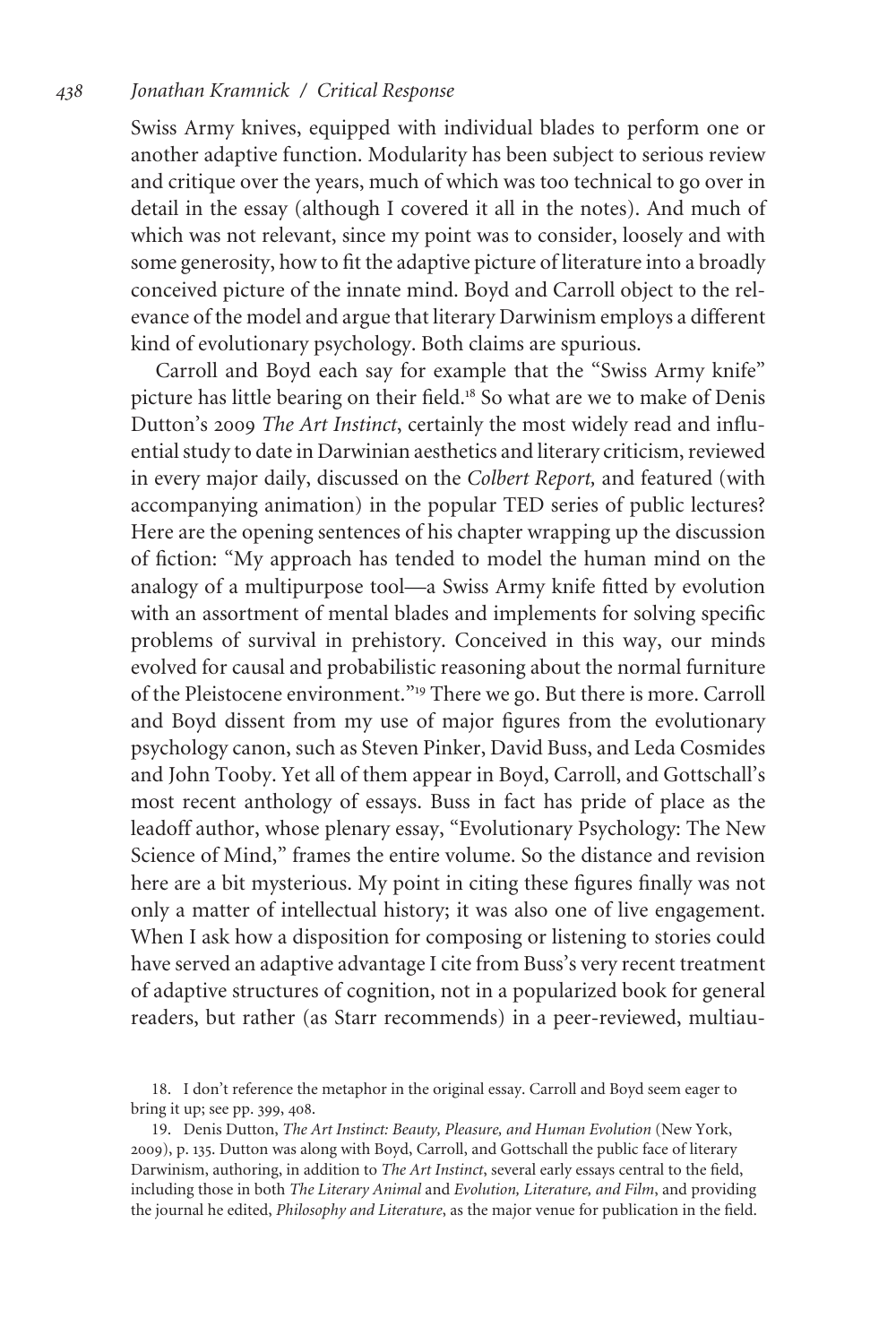Swiss Army knives, equipped with individual blades to perform one or another adaptive function. Modularity has been subject to serious review and critique over the years, much of which was too technical to go over in detail in the essay (although I covered it all in the notes). And much of which was not relevant, since my point was to consider, loosely and with some generosity, how to fit the adaptive picture of literature into a broadly conceived picture of the innate mind. Boyd and Carroll object to the relevance of the model and argue that literary Darwinism employs a different kind of evolutionary psychology. Both claims are spurious.

Carroll and Boyd each say for example that the "Swiss Army knife" picture has little bearing on their field.[18] So what are we to make of Denis Dutton's 2009 *The Art Instinct*, certainly the most widely read and influential study to date in Darwinian aesthetics and literary criticism, reviewed in every major daily, discussed on the *Colbert Report,* and featured (with accompanying animation) in the popular TED series of public lectures? Here are the opening sentences of his chapter wrapping up the discussion of fiction: "My approach has tended to model the human mind on the analogy of a multipurpose tool—a Swiss Army knife fitted by evolution with an assortment of mental blades and implements for solving specific problems of survival in prehistory. Conceived in this way, our minds evolved for causal and probabilistic reasoning about the normal furniture of the Pleistocene environment."[19] There we go. But there is more. Carroll and Boyd dissent from my use of major figures from the evolutionary psychology canon, such as Steven Pinker, David Buss, and Leda Cosmides and John Tooby. Yet all of them appear in Boyd, Carroll, and Gottschall's most recent anthology of essays. Buss in fact has pride of place as the leadoff author, whose plenary essay, "Evolutionary Psychology: The New Science of Mind," frames the entire volume. So the distance and revision here are a bit mysterious. My point in citing these figures finally was not only a matter of intellectual history; it was also one of live engagement. When I ask how a disposition for composing or listening to stories could have served an adaptive advantage I cite from Buss's very recent treatment of adaptive structures of cognition, not in a popularized book for general readers, but rather (as Starr recommends) in a peer-reviewed, multiau-

18. I don't reference the metaphor in the original essay. Carroll and Boyd seem eager to bring it up; see pp. 399, 408.

19. Denis Dutton, *The Art Instinct: Beauty, Pleasure, and Human Evolution* (New York, 2009), p. 135. Dutton was along with Boyd, Carroll, and Gottschall the public face of literary Darwinism, authoring, in addition to *The Art Instinct*, several early essays central to the field, including those in both *The Literary Animal* and *Evolution, Literature, and Film*, and providing the journal he edited, *Philosophy and Literature*, as the major venue for publication in the field.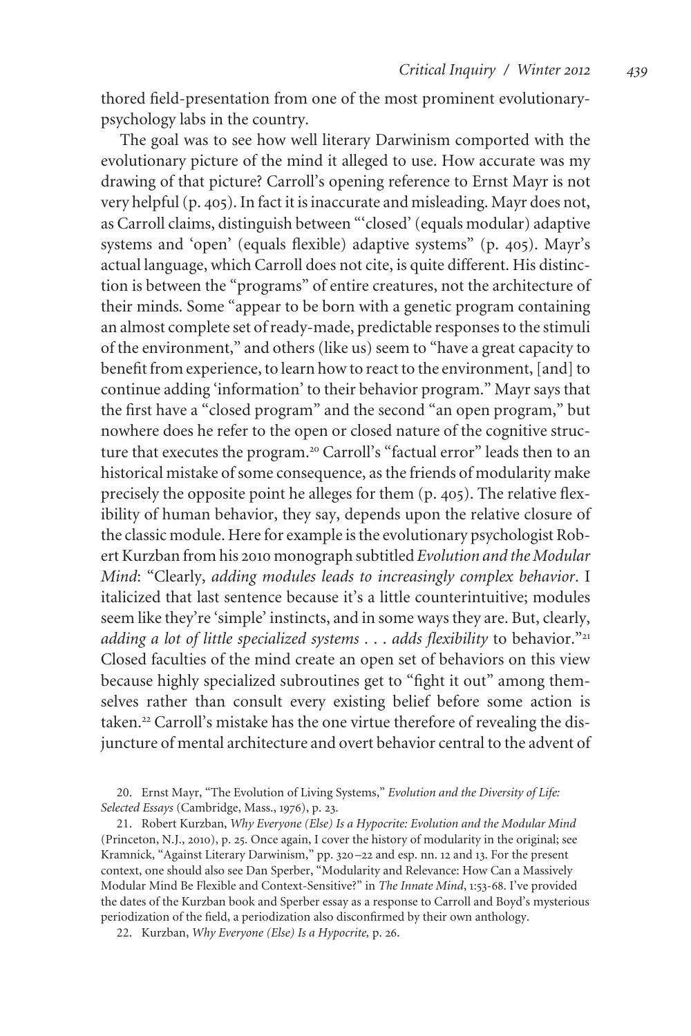thored field-presentation from one of the most prominent evolutionary-psychology labs in the country.

The goal was to see how well literary Darwinism comported with the evolutionary picture of the mind it alleged to use. How accurate was my drawing of that picture? Carroll's opening reference to Ernst Mayr is not very helpful (p. 405). In fact it is inaccurate and misleading. Mayr does not, as Carroll claims, distinguish between "'closed' (equals modular) adaptive systems and 'open' (equals flexible) adaptive systems" (p. 405). Mayr's actual language, which Carroll does not cite, is quite different. His distinction is between the "programs" of entire creatures, not the architecture of their minds. Some "appear to be born with a genetic program containing an almost complete set of ready-made, predictable responses to the stimuli of the environment," and others (like us) seem to "have a great capacity to benefit from experience, to learn how to react to the environment, [and] to continue adding 'information' to their behavior program." Mayr says that the first have a "closed program" and the second "an open program," but nowhere does he refer to the open or closed nature of the cognitive structure that executes the program.[20] Carroll's "factual error" leads then to an historical mistake of some consequence, as the friends of modularity make precisely the opposite point he alleges for them (p. 405). The relative flexibility of human behavior, they say, depends upon the relative closure of the classic module. Here for example is the evolutionary psychologist Robert Kurzban from his 2010 monograph subtitled *Evolution and the Modular Mind*: "Clearly, *adding modules leads to increasingly complex behavior*. I italicized that last sentence because it's a little counterintuitive; modules seem like they're 'simple' instincts, and in some ways they are. But, clearly, *adding a lot of little specialized systems . . . adds flexibility* to behavior."[21] Closed faculties of the mind create an open set of behaviors on this view because highly specialized subroutines get to "fight it out" among themselves rather than consult every existing belief before some action is taken.[22] Carroll's mistake has the one virtue therefore of revealing the disjuncture of mental architecture and overt behavior central to the advent of

20. Ernst Mayr, "The Evolution of Living Systems," *Evolution and the Diversity of Life: Selected Essays* (Cambridge, Mass., 1976), p. 23.

21. Robert Kurzban, *Why Everyone (Else) Is a Hypocrite: Evolution and the Modular Mind* (Princeton, N.J., 2010), p. 25. Once again, I cover the history of modularity in the original; see Kramnick, "Against Literary Darwinism," pp. 320–22 and esp. nn. 12 and 13. For the present context, one should also see Dan Sperber, "Modularity and Relevance: How Can a Massively Modular Mind Be Flexible and Context-Sensitive?" in *The Innate Mind*, 1:53-68. I've provided the dates of the Kurzban book and Sperber essay as a response to Carroll and Boyd's mysterious periodization of the field, a periodization also disconfirmed by their own anthology.

22. Kurzban, *Why Everyone (Else) Is a Hypocrite,* p. 26.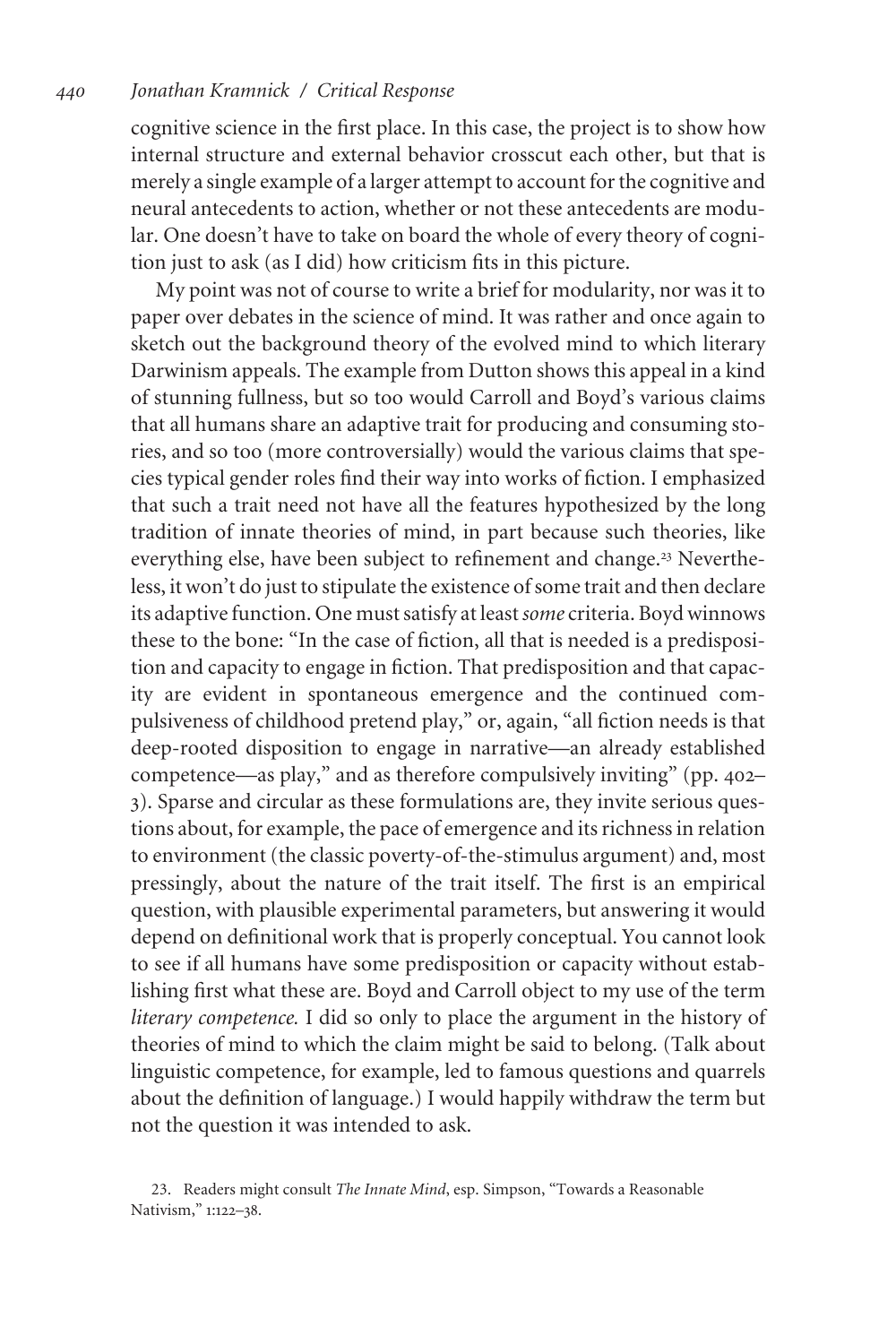cognitive science in the first place. In this case, the project is to show how internal structure and external behavior crosscut each other, but that is merely a single example of a larger attempt to account for the cognitive and neural antecedents to action, whether or not these antecedents are modular. One doesn't have to take on board the whole of every theory of cognition just to ask (as I did) how criticism fits in this picture.

My point was not of course to write a brief for modularity, nor was it to paper over debates in the science of mind. It was rather and once again to sketch out the background theory of the evolved mind to which literary Darwinism appeals. The example from Dutton shows this appeal in a kind of stunning fullness, but so too would Carroll and Boyd's various claims that all humans share an adaptive trait for producing and consuming stories, and so too (more controversially) would the various claims that species typical gender roles find their way into works of fiction. I emphasized that such a trait need not have all the features hypothesized by the long tradition of innate theories of mind, in part because such theories, like everything else, have been subject to refinement and change.[23] Nevertheless, it won't do just to stipulate the existence of some trait and then declare its adaptive function. One must satisfy at least *some* criteria. Boyd winnows these to the bone: "In the case of fiction, all that is needed is a predisposition and capacity to engage in fiction. That predisposition and that capacity are evident in spontaneous emergence and the continued compulsiveness of childhood pretend play," or, again, "all fiction needs is that deep-rooted disposition to engage in narrative—an already established competence—as play," and as therefore compulsively inviting" (pp. 402–3). Sparse and circular as these formulations are, they invite serious questions about, for example, the pace of emergence and its richness in relation to environment (the classic poverty-of-the-stimulus argument) and, most pressingly, about the nature of the trait itself. The first is an empirical question, with plausible experimental parameters, but answering it would depend on definitional work that is properly conceptual. You cannot look to see if all humans have some predisposition or capacity without establishing first what these are. Boyd and Carroll object to my use of the term *literary competence.* I did so only to place the argument in the history of theories of mind to which the claim might be said to belong. (Talk about linguistic competence, for example, led to famous questions and quarrels about the definition of language.) I would happily withdraw the term but not the question it was intended to ask.

23. Readers might consult *The Innate Mind*, esp. Simpson, "Towards a Reasonable Nativism," 1:122–38.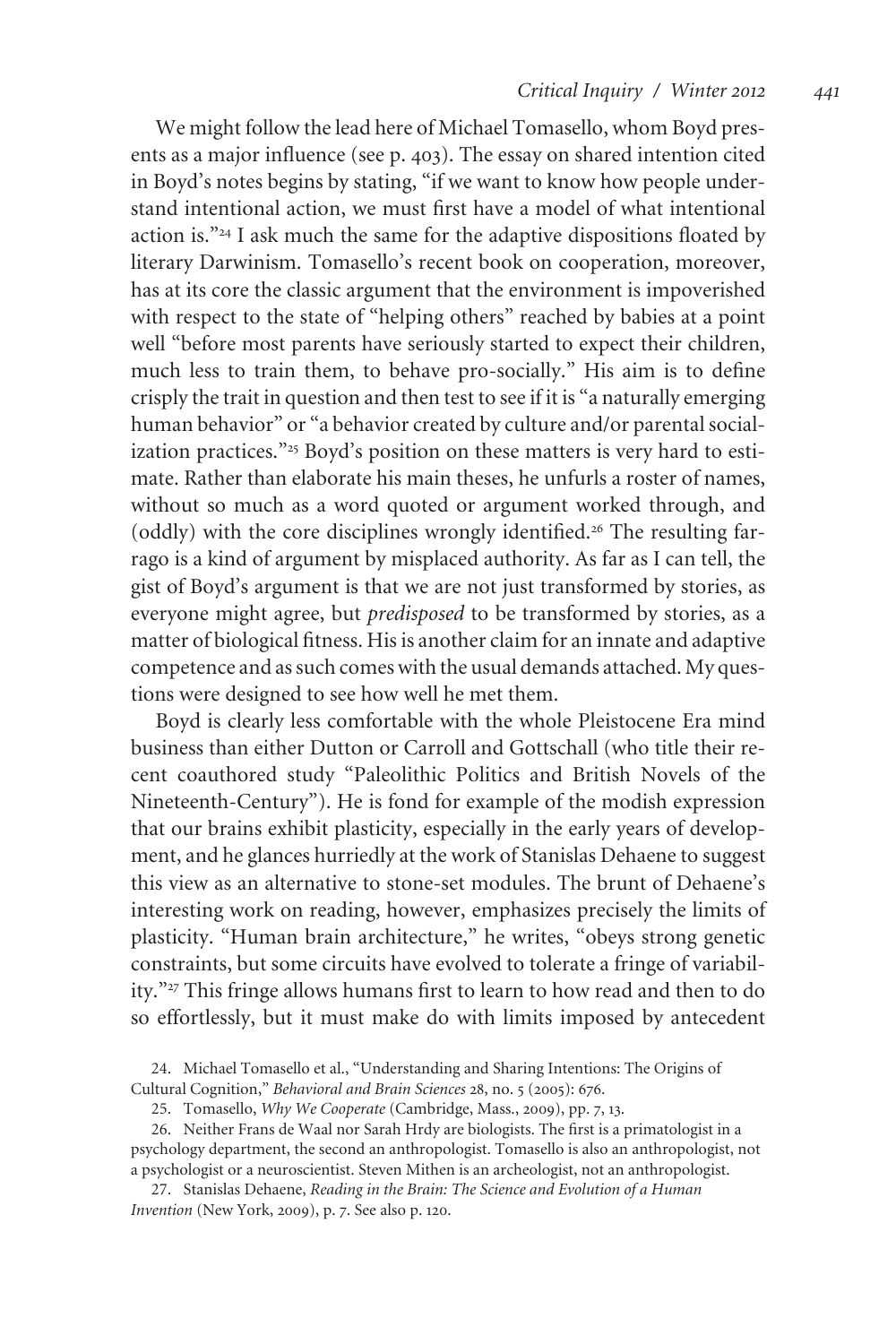We might follow the lead here of Michael Tomasello, whom Boyd presents as a major influence (see p. 403). The essay on shared intention cited in Boyd's notes begins by stating, "if we want to know how people understand intentional action, we must first have a model of what intentional action is."[24] I ask much the same for the adaptive dispositions floated by literary Darwinism. Tomasello's recent book on cooperation, moreover, has at its core the classic argument that the environment is impoverished with respect to the state of "helping others" reached by babies at a point well "before most parents have seriously started to expect their children, much less to train them, to behave pro-socially." His aim is to define crisply the trait in question and then test to see if it is "a naturally emerging human behavior" or "a behavior created by culture and/or parental socialization practices."[25] Boyd's position on these matters is very hard to estimate. Rather than elaborate his main theses, he unfurls a roster of names, without so much as a word quoted or argument worked through, and (oddly) with the core disciplines wrongly identified.[26] The resulting farrago is a kind of argument by misplaced authority. As far as I can tell, the gist of Boyd's argument is that we are not just transformed by stories, as everyone might agree, but *predisposed* to be transformed by stories, as a matter of biological fitness. His is another claim for an innate and adaptive competence and as such comes with the usual demands attached. My questions were designed to see how well he met them.

Boyd is clearly less comfortable with the whole Pleistocene Era mind business than either Dutton or Carroll and Gottschall (who title their recent coauthored study "Paleolithic Politics and British Novels of the Nineteenth-Century"). He is fond for example of the modish expression that our brains exhibit plasticity, especially in the early years of development, and he glances hurriedly at the work of Stanislas Dehaene to suggest this view as an alternative to stone-set modules. The brunt of Dehaene's interesting work on reading, however, emphasizes precisely the limits of plasticity. "Human brain architecture," he writes, "obeys strong genetic constraints, but some circuits have evolved to tolerate a fringe of variability."[27] This fringe allows humans first to learn to how read and then to do so effortlessly, but it must make do with limits imposed by antecedent

24. Michael Tomasello et al., "Understanding and Sharing Intentions: The Origins of Cultural Cognition," *Behavioral and Brain Sciences* 28, no. 5 (2005): 676.

25. Tomasello, *Why We Cooperate* (Cambridge, Mass., 2009), pp. 7, 13.

26. Neither Frans de Waal nor Sarah Hrdy are biologists. The first is a primatologist in a psychology department, the second an anthropologist. Tomasello is also an anthropologist, not a psychologist or a neuroscientist. Steven Mithen is an archeologist, not an anthropologist.

27. Stanislas Dehaene, *Reading in the Brain: The Science and Evolution of a Human Invention* (New York, 2009), p. 7. See also p. 120.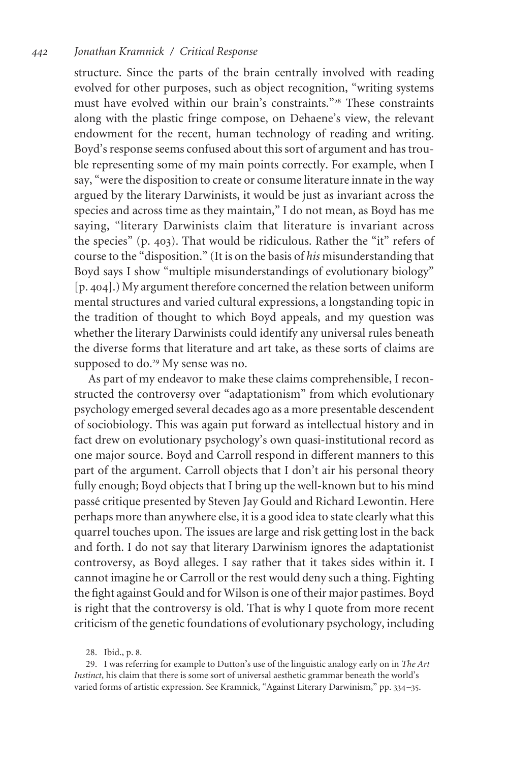structure. Since the parts of the brain centrally involved with reading evolved for other purposes, such as object recognition, "writing systems must have evolved within our brain's constraints."[28] These constraints along with the plastic fringe compose, on Dehaene's view, the relevant endowment for the recent, human technology of reading and writing. Boyd's response seems confused about this sort of argument and has trouble representing some of my main points correctly. For example, when I say, "were the disposition to create or consume literature innate in the way argued by the literary Darwinists, it would be just as invariant across the species and across time as they maintain," I do not mean, as Boyd has me saying, "literary Darwinists claim that literature is invariant across the species" (p. 403). That would be ridiculous. Rather the "it" refers of course to the "disposition." (It is on the basis of *his* misunderstanding that Boyd says I show "multiple misunderstandings of evolutionary biology" [p. 404].) My argument therefore concerned the relation between uniform mental structures and varied cultural expressions, a longstanding topic in the tradition of thought to which Boyd appeals, and my question was whether the literary Darwinists could identify any universal rules beneath the diverse forms that literature and art take, as these sorts of claims are supposed to do.[29] My sense was no.

As part of my endeavor to make these claims comprehensible, I reconstructed the controversy over "adaptationism" from which evolutionary psychology emerged several decades ago as a more presentable descendent of sociobiology. This was again put forward as intellectual history and in fact drew on evolutionary psychology's own quasi-institutional record as one major source. Boyd and Carroll respond in different manners to this part of the argument. Carroll objects that I don't air his personal theory fully enough; Boyd objects that I bring up the well-known but to his mind passé critique presented by Steven Jay Gould and Richard Lewontin. Here perhaps more than anywhere else, it is a good idea to state clearly what this quarrel touches upon. The issues are large and risk getting lost in the back and forth. I do not say that literary Darwinism ignores the adaptationist controversy, as Boyd alleges. I say rather that it takes sides within it. I cannot imagine he or Carroll or the rest would deny such a thing. Fighting the fight against Gould and for Wilson is one of their major pastimes. Boyd is right that the controversy is old. That is why I quote from more recent criticism of the genetic foundations of evolutionary psychology, including

28. Ibid., p. 8.

29. I was referring for example to Dutton's use of the linguistic analogy early on in *The Art Instinct*, his claim that there is some sort of universal aesthetic grammar beneath the world's varied forms of artistic expression. See Kramnick, "Against Literary Darwinism," pp. 334–35.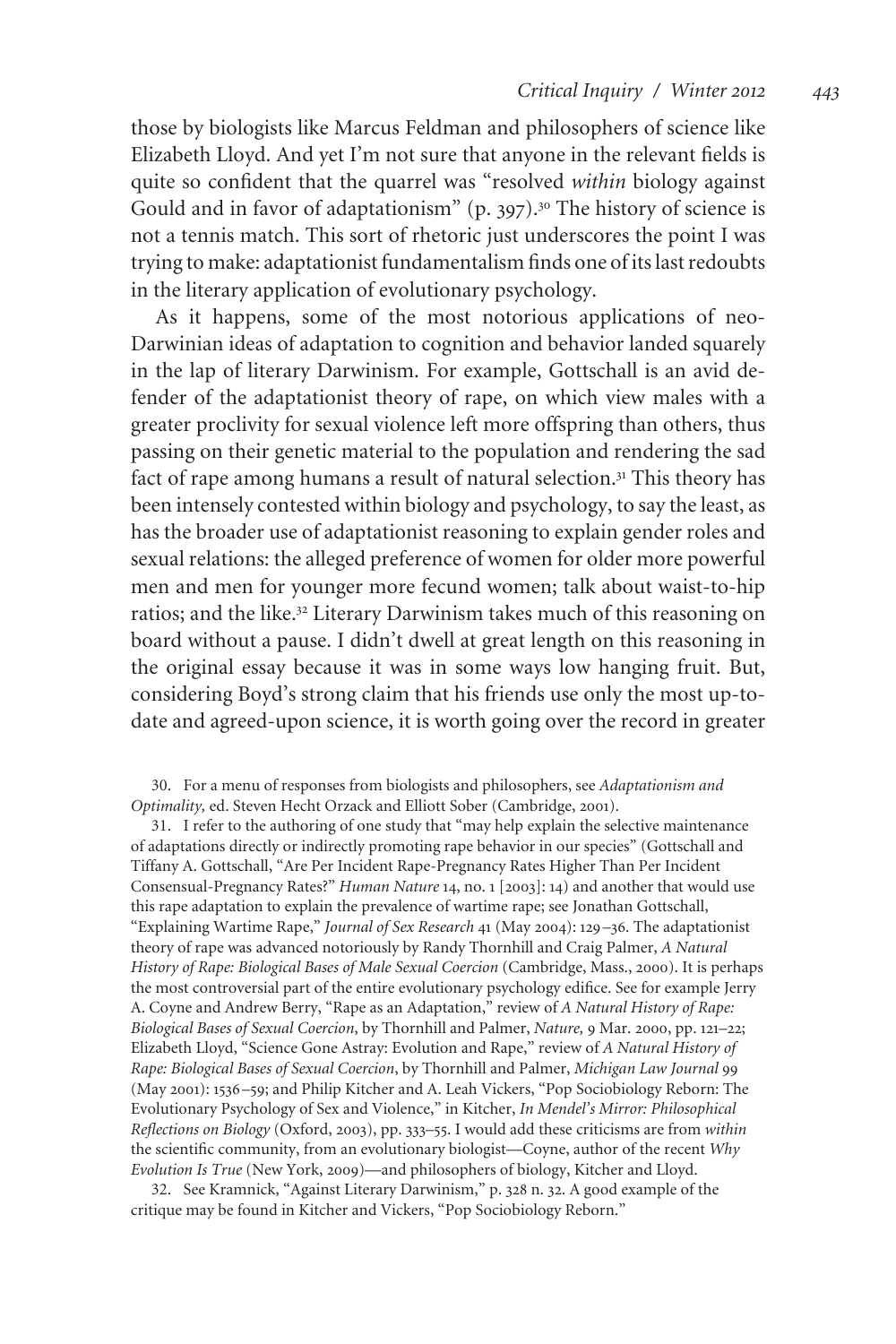those by biologists like Marcus Feldman and philosophers of science like Elizabeth Lloyd. And yet I'm not sure that anyone in the relevant fields is quite so confident that the quarrel was "resolved *within* biology against Gould and in favor of adaptationism" (p. 397).[30] The history of science is not a tennis match. This sort of rhetoric just underscores the point I was trying to make: adaptationist fundamentalism finds one of its last redoubts in the literary application of evolutionary psychology.

As it happens, some of the most notorious applications of neo-Darwinian ideas of adaptation to cognition and behavior landed squarely in the lap of literary Darwinism. For example, Gottschall is an avid defender of the adaptationist theory of rape, on which view males with a greater proclivity for sexual violence left more offspring than others, thus passing on their genetic material to the population and rendering the sad fact of rape among humans a result of natural selection.[31] This theory has been intensely contested within biology and psychology, to say the least, as has the broader use of adaptationist reasoning to explain gender roles and sexual relations: the alleged preference of women for older more powerful men and men for younger more fecund women; talk about waist-to-hip ratios; and the like.[32] Literary Darwinism takes much of this reasoning on board without a pause. I didn't dwell at great length on this reasoning in the original essay because it was in some ways low hanging fruit. But, considering Boyd's strong claim that his friends use only the most up-to-date and agreed-upon science, it is worth going over the record in greater

30. For a menu of responses from biologists and philosophers, see *Adaptationism and Optimality,* ed. Steven Hecht Orzack and Elliott Sober (Cambridge, 2001).

31. I refer to the authoring of one study that "may help explain the selective maintenance of adaptations directly or indirectly promoting rape behavior in our species" (Gottschall and Tiffany A. Gottschall, "Are Per Incident Rape-Pregnancy Rates Higher Than Per Incident Consensual-Pregnancy Rates?" *Human Nature* 14, no. 1 [2003]: 14) and another that would use this rape adaptation to explain the prevalence of wartime rape; see Jonathan Gottschall, "Explaining Wartime Rape," *Journal of Sex Research* 41 (May 2004): 129–36. The adaptationist theory of rape was advanced notoriously by Randy Thornhill and Craig Palmer, *A Natural History of Rape: Biological Bases of Male Sexual Coercion* (Cambridge, Mass., 2000). It is perhaps the most controversial part of the entire evolutionary psychology edifice. See for example Jerry A. Coyne and Andrew Berry, "Rape as an Adaptation," review of *A Natural History of Rape: Biological Bases of Sexual Coercion*, by Thornhill and Palmer, *Nature,* 9 Mar. 2000, pp. 121–22; Elizabeth Lloyd, "Science Gone Astray: Evolution and Rape," review of *A Natural History of Rape: Biological Bases of Sexual Coercion*, by Thornhill and Palmer, *Michigan Law Journal* 99 (May 2001): 1536–59; and Philip Kitcher and A. Leah Vickers, "Pop Sociobiology Reborn: The Evolutionary Psychology of Sex and Violence," in Kitcher, *In Mendel's Mirror: Philosophical Reflections on Biology* (Oxford, 2003), pp. 333–55. I would add these criticisms are from *within* the scientific community, from an evolutionary biologist—Coyne, author of the recent *Why Evolution Is True* (New York, 2009)—and philosophers of biology, Kitcher and Lloyd.

32. See Kramnick, "Against Literary Darwinism," p. 328 n. 32. A good example of the critique may be found in Kitcher and Vickers, "Pop Sociobiology Reborn."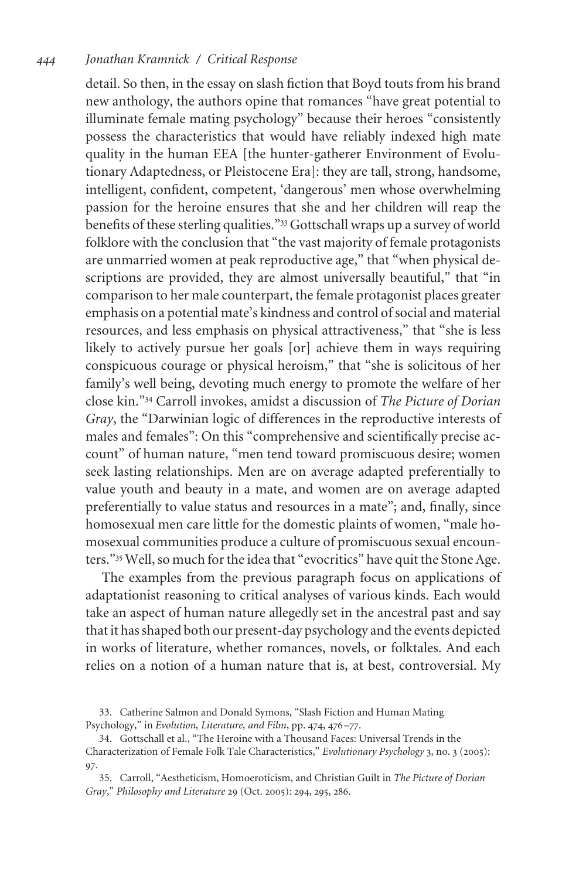detail. So then, in the essay on slash fiction that Boyd touts from his brand new anthology, the authors opine that romances "have great potential to illuminate female mating psychology" because their heroes "consistently possess the characteristics that would have reliably indexed high mate quality in the human EEA [the hunter-gatherer Environment of Evolutionary Adaptedness, or Pleistocene Era]: they are tall, strong, handsome, intelligent, confident, competent, 'dangerous' men whose overwhelming passion for the heroine ensures that she and her children will reap the benefits of these sterling qualities."[33] Gottschall wraps up a survey of world folklore with the conclusion that "the vast majority of female protagonists are unmarried women at peak reproductive age," that "when physical descriptions are provided, they are almost universally beautiful," that "in comparison to her male counterpart, the female protagonist places greater emphasis on a potential mate's kindness and control of social and material resources, and less emphasis on physical attractiveness," that "she is less likely to actively pursue her goals [or] achieve them in ways requiring conspicuous courage or physical heroism," that "she is solicitous of her family's well being, devoting much energy to promote the welfare of her close kin."[34] Carroll invokes, amidst a discussion of *The Picture of Dorian Gray*, the "Darwinian logic of differences in the reproductive interests of males and females": On this "comprehensive and scientifically precise account" of human nature, "men tend toward promiscuous desire; women seek lasting relationships. Men are on average adapted preferentially to value youth and beauty in a mate, and women are on average adapted preferentially to value status and resources in a mate"; and, finally, since homosexual men care little for the domestic plaints of women, "male homosexual communities produce a culture of promiscuous sexual encounters."[35] Well, so much for the idea that "evocritics" have quit the Stone Age.

The examples from the previous paragraph focus on applications of adaptationist reasoning to critical analyses of various kinds. Each would take an aspect of human nature allegedly set in the ancestral past and say that it has shaped both our present-day psychology and the events depicted in works of literature, whether romances, novels, or folktales. And each relies on a notion of a human nature that is, at best, controversial. My

33. Catherine Salmon and Donald Symons, "Slash Fiction and Human Mating Psychology," in *Evolution, Literature, and Film*, pp. 474, 476–77.

34. Gottschall et al., "The Heroine with a Thousand Faces: Universal Trends in the Characterization of Female Folk Tale Characteristics," *Evolutionary Psychology* 3, no. 3 (2005): 97.

35. Carroll, "Aestheticism, Homoeroticism, and Christian Guilt in *The Picture of Dorian Gray*," *Philosophy and Literature* 29 (Oct. 2005): 294, 295, 286.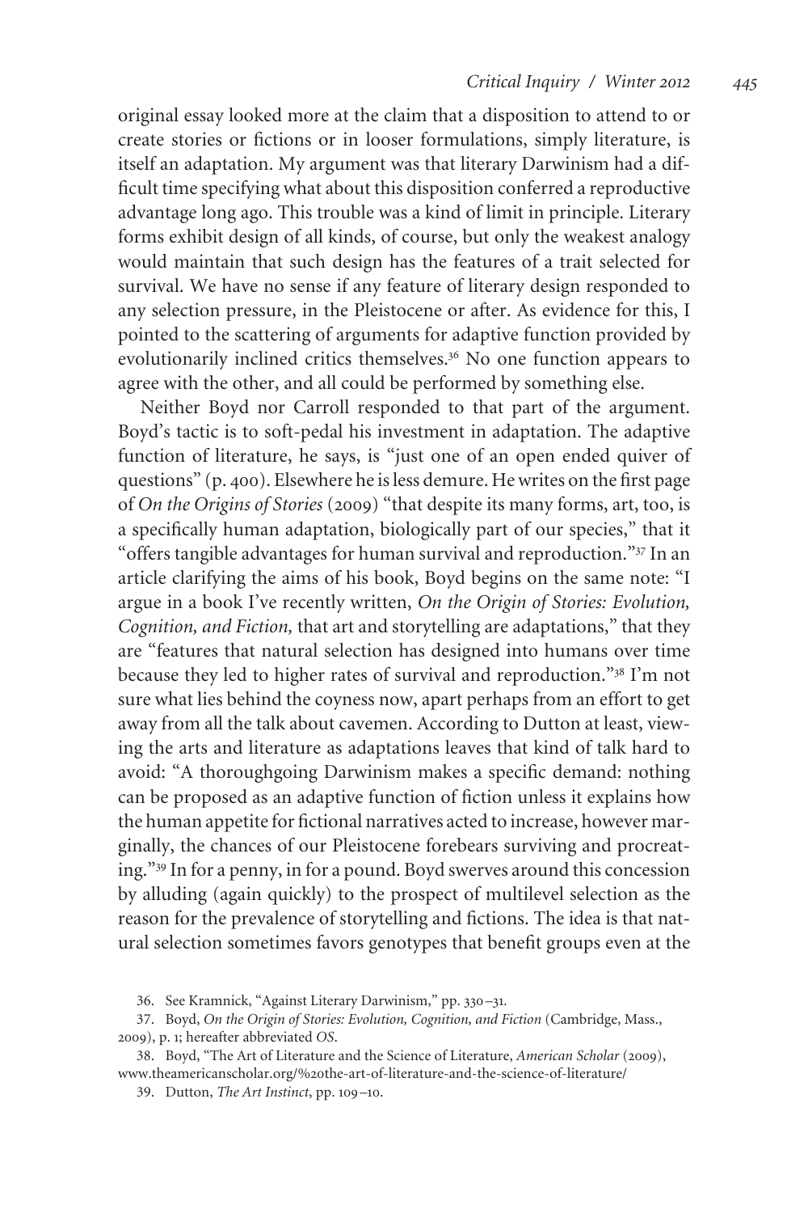original essay looked more at the claim that a disposition to attend to or create stories or fictions or in looser formulations, simply literature, is itself an adaptation. My argument was that literary Darwinism had a difficult time specifying what about this disposition conferred a reproductive advantage long ago. This trouble was a kind of limit in principle. Literary forms exhibit design of all kinds, of course, but only the weakest analogy would maintain that such design has the features of a trait selected for survival. We have no sense if any feature of literary design responded to any selection pressure, in the Pleistocene or after. As evidence for this, I pointed to the scattering of arguments for adaptive function provided by evolutionarily inclined critics themselves.[36] No one function appears to agree with the other, and all could be performed by something else.

Neither Boyd nor Carroll responded to that part of the argument. Boyd's tactic is to soft-pedal his investment in adaptation. The adaptive function of literature, he says, is "just one of an open ended quiver of questions" (p. 400). Elsewhere he is less demure. He writes on the first page of *On the Origins of Stories* (2009) "that despite its many forms, art, too, is a specifically human adaptation, biologically part of our species," that it "offers tangible advantages for human survival and reproduction."[37] In an article clarifying the aims of his book, Boyd begins on the same note: "I argue in a book I've recently written, *On the Origin of Stories: Evolution, Cognition, and Fiction,* that art and storytelling are adaptations," that they are "features that natural selection has designed into humans over time because they led to higher rates of survival and reproduction."[38] I'm not sure what lies behind the coyness now, apart perhaps from an effort to get away from all the talk about cavemen. According to Dutton at least, viewing the arts and literature as adaptations leaves that kind of talk hard to avoid: "A thoroughgoing Darwinism makes a specific demand: nothing can be proposed as an adaptive function of fiction unless it explains how the human appetite for fictional narratives acted to increase, however marginally, the chances of our Pleistocene forebears surviving and procreating."[39] In for a penny, in for a pound. Boyd swerves around this concession by alluding (again quickly) to the prospect of multilevel selection as the reason for the prevalence of storytelling and fictions. The idea is that natural selection sometimes favors genotypes that benefit groups even at the

36. See Kramnick, "Against Literary Darwinism," pp. 330–31.

37. Boyd, *On the Origin of Stories: Evolution, Cognition, and Fiction* (Cambridge, Mass., 2009), p. 1; hereafter abbreviated *OS*.

38. Boyd, "The Art of Literature and the Science of Literature, *American Scholar* (2009), www.theamericanscholar.org/%20the-art-of-literature-and-the-science-of-literature/

39. Dutton, *The Art Instinct*, pp. 109–10.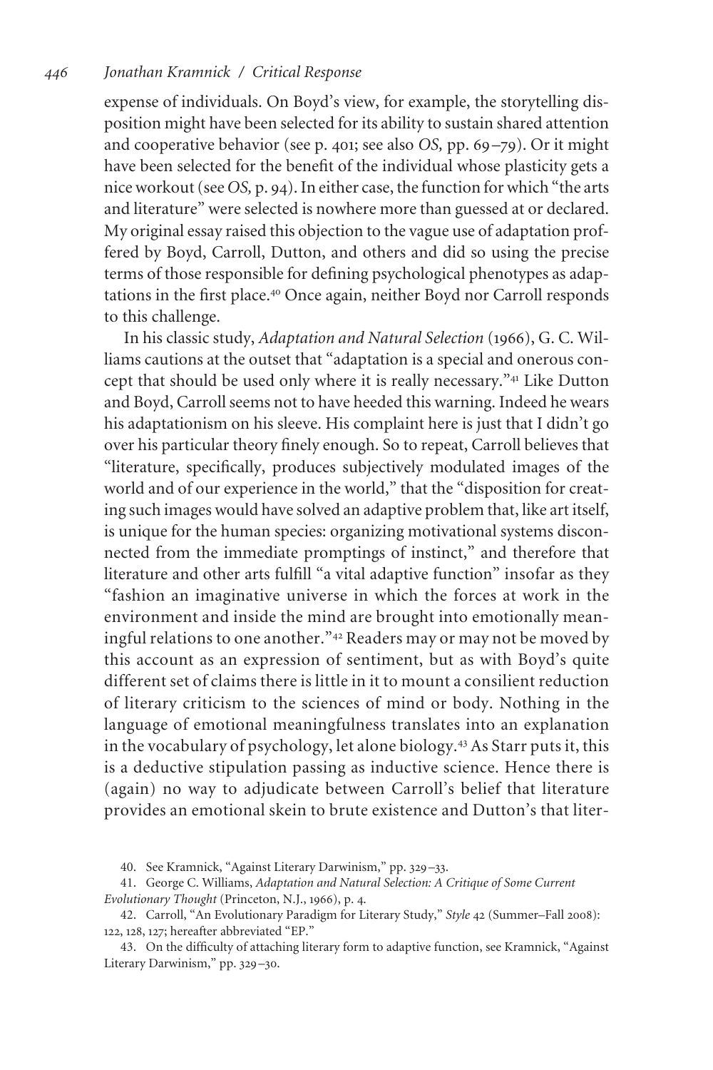expense of individuals. On Boyd's view, for example, the storytelling disposition might have been selected for its ability to sustain shared attention and cooperative behavior (see p. 401; see also *OS,* pp. 69–79). Or it might have been selected for the benefit of the individual whose plasticity gets a nice workout (see *OS,* p. 94). In either case, the function for which "the arts and literature" were selected is nowhere more than guessed at or declared. My original essay raised this objection to the vague use of adaptation proffered by Boyd, Carroll, Dutton, and others and did so using the precise terms of those responsible for defining psychological phenotypes as adaptations in the first place.[40] Once again, neither Boyd nor Carroll responds to this challenge.

In his classic study, *Adaptation and Natural Selection* (1966), G. C. Williams cautions at the outset that "adaptation is a special and onerous concept that should be used only where it is really necessary."[41] Like Dutton and Boyd, Carroll seems not to have heeded this warning. Indeed he wears his adaptationism on his sleeve. His complaint here is just that I didn't go over his particular theory finely enough. So to repeat, Carroll believes that "literature, specifically, produces subjectively modulated images of the world and of our experience in the world," that the "disposition for creating such images would have solved an adaptive problem that, like art itself, is unique for the human species: organizing motivational systems disconnected from the immediate promptings of instinct," and therefore that literature and other arts fulfill "a vital adaptive function" insofar as they "fashion an imaginative universe in which the forces at work in the environment and inside the mind are brought into emotionally meaningful relations to one another."[42] Readers may or may not be moved by this account as an expression of sentiment, but as with Boyd's quite different set of claims there is little in it to mount a consilient reduction of literary criticism to the sciences of mind or body. Nothing in the language of emotional meaningfulness translates into an explanation in the vocabulary of psychology, let alone biology.[43] As Starr puts it, this is a deductive stipulation passing as inductive science. Hence there is (again) no way to adjudicate between Carroll's belief that literature provides an emotional skein to brute existence and Dutton's that liter-

40. See Kramnick, "Against Literary Darwinism," pp. 329–33.

41. George C. Williams, *Adaptation and Natural Selection: A Critique of Some Current Evolutionary Thought* (Princeton, N.J., 1966), p. 4.

42. Carroll, "An Evolutionary Paradigm for Literary Study," *Style* 42 (Summer–Fall 2008): 122, 128, 127; hereafter abbreviated "EP."

43. On the difficulty of attaching literary form to adaptive function, see Kramnick, "Against Literary Darwinism," pp. 329–30.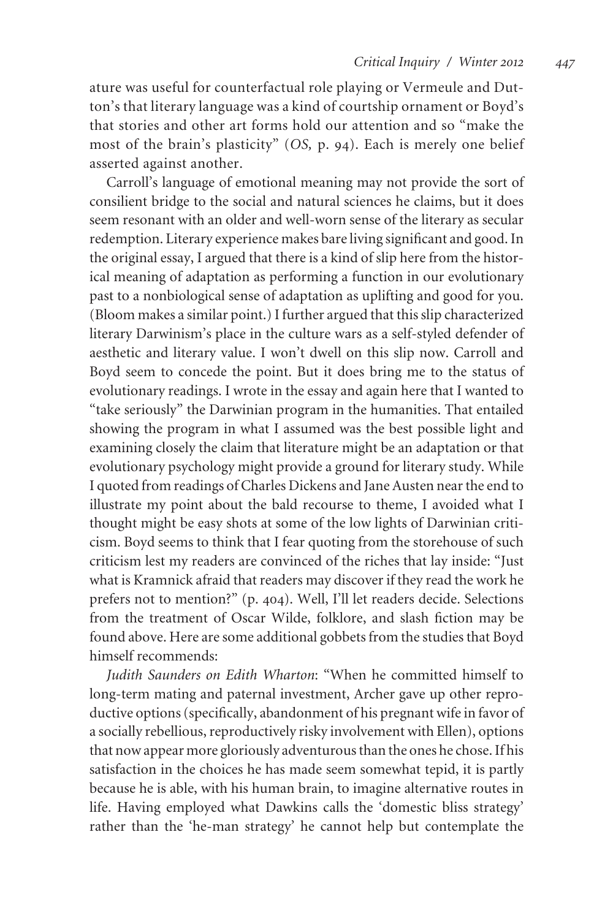ature was useful for counterfactual role playing or Vermeule and Dutton's that literary language was a kind of courtship ornament or Boyd's that stories and other art forms hold our attention and so "make the most of the brain's plasticity" (*OS,* p. 94). Each is merely one belief asserted against another.

Carroll's language of emotional meaning may not provide the sort of consilient bridge to the social and natural sciences he claims, but it does seem resonant with an older and well-worn sense of the literary as secular redemption. Literary experience makes bare living significant and good. In the original essay, I argued that there is a kind of slip here from the historical meaning of adaptation as performing a function in our evolutionary past to a nonbiological sense of adaptation as uplifting and good for you. (Bloom makes a similar point.) I further argued that this slip characterized literary Darwinism's place in the culture wars as a self-styled defender of aesthetic and literary value. I won't dwell on this slip now. Carroll and Boyd seem to concede the point. But it does bring me to the status of evolutionary readings. I wrote in the essay and again here that I wanted to "take seriously" the Darwinian program in the humanities. That entailed showing the program in what I assumed was the best possible light and examining closely the claim that literature might be an adaptation or that evolutionary psychology might provide a ground for literary study. While I quoted from readings of Charles Dickens and Jane Austen near the end to illustrate my point about the bald recourse to theme, I avoided what I thought might be easy shots at some of the low lights of Darwinian criticism. Boyd seems to think that I fear quoting from the storehouse of such criticism lest my readers are convinced of the riches that lay inside: "Just what is Kramnick afraid that readers may discover if they read the work he prefers not to mention?" (p. 404). Well, I'll let readers decide. Selections from the treatment of Oscar Wilde, folklore, and slash fiction may be found above. Here are some additional gobbets from the studies that Boyd himself recommends:

*Judith Saunders on Edith Wharton*: "When he committed himself to long-term mating and paternal investment, Archer gave up other reproductive options (specifically, abandonment of his pregnant wife in favor of a socially rebellious, reproductively risky involvement with Ellen), options that now appear more gloriously adventurous than the ones he chose. If his satisfaction in the choices he has made seem somewhat tepid, it is partly because he is able, with his human brain, to imagine alternative routes in life. Having employed what Dawkins calls the 'domestic bliss strategy' rather than the 'he-man strategy' he cannot help but contemplate the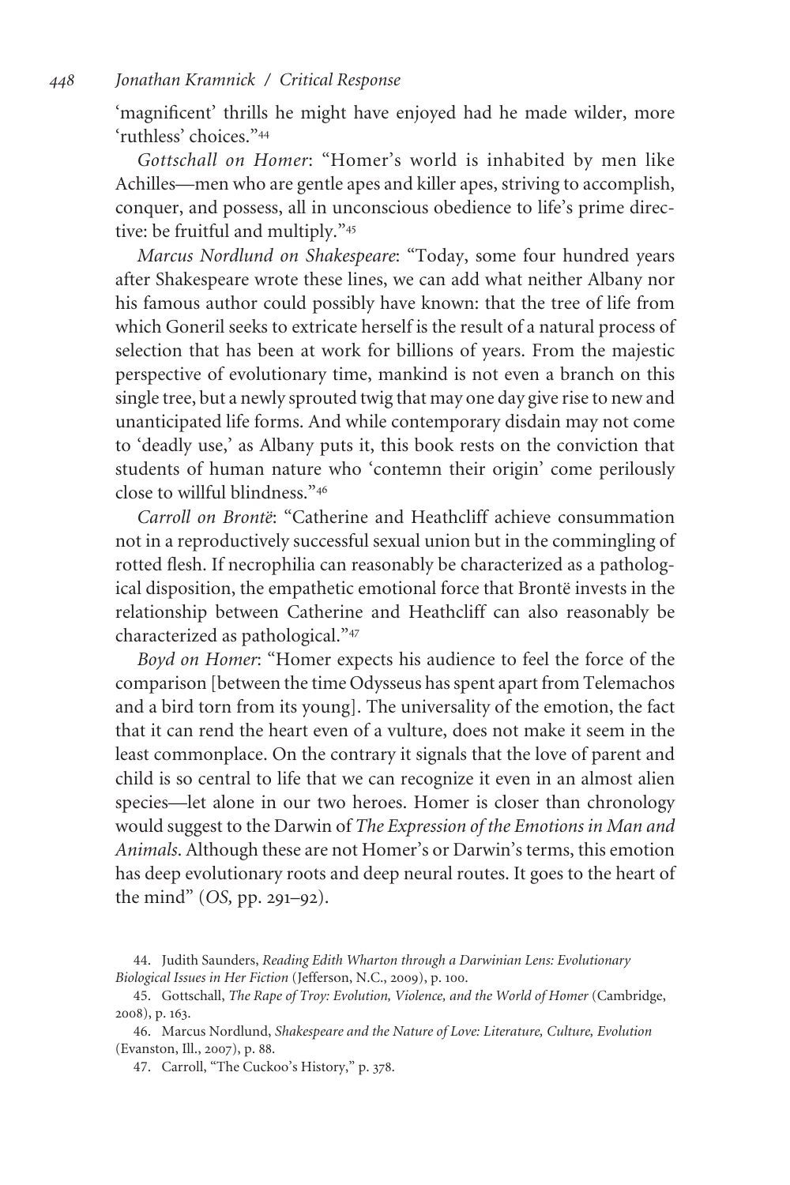'magnificent' thrills he might have enjoyed had he made wilder, more 'ruthless' choices."[44]

*Gottschall on Homer*: "Homer's world is inhabited by men like Achilles—men who are gentle apes and killer apes, striving to accomplish, conquer, and possess, all in unconscious obedience to life's prime directive: be fruitful and multiply."[45]

*Marcus Nordlund on Shakespeare*: "Today, some four hundred years after Shakespeare wrote these lines, we can add what neither Albany nor his famous author could possibly have known: that the tree of life from which Goneril seeks to extricate herself is the result of a natural process of selection that has been at work for billions of years. From the majestic perspective of evolutionary time, mankind is not even a branch on this single tree, but a newly sprouted twig that may one day give rise to new and unanticipated life forms. And while contemporary disdain may not come to 'deadly use,' as Albany puts it, this book rests on the conviction that students of human nature who 'contemn their origin' come perilously close to willful blindness."[46]

*Carroll on Brontë*: "Catherine and Heathcliff achieve consummation not in a reproductively successful sexual union but in the commingling of rotted flesh. If necrophilia can reasonably be characterized as a pathological disposition, the empathetic emotional force that Brontë invests in the relationship between Catherine and Heathcliff can also reasonably be characterized as pathological."[47]

*Boyd on Homer*: "Homer expects his audience to feel the force of the comparison [between the time Odysseus has spent apart from Telemachos and a bird torn from its young]. The universality of the emotion, the fact that it can rend the heart even of a vulture, does not make it seem in the least commonplace. On the contrary it signals that the love of parent and child is so central to life that we can recognize it even in an almost alien species—let alone in our two heroes. Homer is closer than chronology would suggest to the Darwin of *The Expression of the Emotions in Man and Animals*. Although these are not Homer's or Darwin's terms, this emotion has deep evolutionary roots and deep neural routes. It goes to the heart of the mind" (*OS*, pp. 291–92).

44. Judith Saunders, *Reading Edith Wharton through a Darwinian Lens: Evolutionary Biological Issues in Her Fiction* (Jefferson, N.C., 2009), p. 100.

45. Gottschall, *The Rape of Troy: Evolution, Violence, and the World of Homer* (Cambridge, 2008), p. 163.

46. Marcus Nordlund, *Shakespeare and the Nature of Love: Literature, Culture, Evolution* (Evanston, Ill., 2007), p. 88.

47. Carroll, "The Cuckoo's History," p. 378.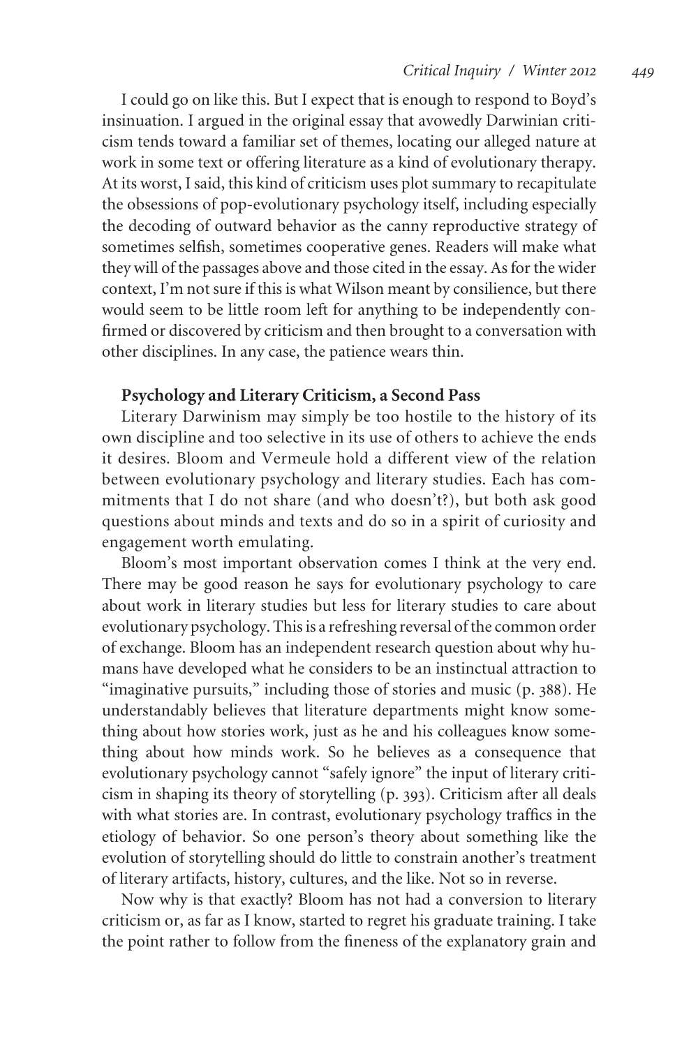I could go on like this. But I expect that is enough to respond to Boyd's insinuation. I argued in the original essay that avowedly Darwinian criticism tends toward a familiar set of themes, locating our alleged nature at work in some text or offering literature as a kind of evolutionary therapy. At its worst, I said, this kind of criticism uses plot summary to recapitulate the obsessions of pop-evolutionary psychology itself, including especially the decoding of outward behavior as the canny reproductive strategy of sometimes selfish, sometimes cooperative genes. Readers will make what they will of the passages above and those cited in the essay. As for the wider context, I'm not sure if this is what Wilson meant by consilience, but there would seem to be little room left for anything to be independently confirmed or discovered by criticism and then brought to a conversation with other disciplines. In any case, the patience wears thin.

## Psychology and Literary Criticism, a Second Pass

Literary Darwinism may simply be too hostile to the history of its own discipline and too selective in its use of others to achieve the ends it desires. Bloom and Vermeule hold a different view of the relation between evolutionary psychology and literary studies. Each has commitments that I do not share (and who doesn't?), but both ask good questions about minds and texts and do so in a spirit of curiosity and engagement worth emulating.

Bloom's most important observation comes I think at the very end. There may be good reason he says for evolutionary psychology to care about work in literary studies but less for literary studies to care about evolutionary psychology. This is a refreshing reversal of the common order of exchange. Bloom has an independent research question about why humans have developed what he considers to be an instinctual attraction to "imaginative pursuits," including those of stories and music (p. 388). He understandably believes that literature departments might know something about how stories work, just as he and his colleagues know something about how minds work. So he believes as a consequence that evolutionary psychology cannot "safely ignore" the input of literary criticism in shaping its theory of storytelling (p. 393). Criticism after all deals with what stories are. In contrast, evolutionary psychology traffics in the etiology of behavior. So one person's theory about something like the evolution of storytelling should do little to constrain another's treatment of literary artifacts, history, cultures, and the like. Not so in reverse.

Now why is that exactly? Bloom has not had a conversion to literary criticism or, as far as I know, started to regret his graduate training. I take the point rather to follow from the fineness of the explanatory grain and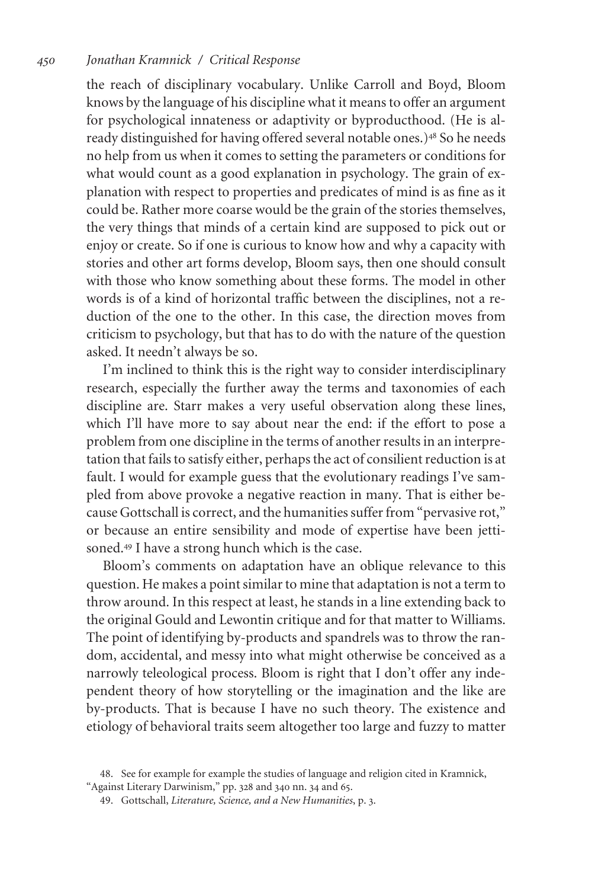the reach of disciplinary vocabulary. Unlike Carroll and Boyd, Bloom knows by the language of his discipline what it means to offer an argument for psychological innateness or adaptivity or byproducthood. (He is already distinguished for having offered several notable ones.)[48] So he needs no help from us when it comes to setting the parameters or conditions for what would count as a good explanation in psychology. The grain of explanation with respect to properties and predicates of mind is as fine as it could be. Rather more coarse would be the grain of the stories themselves, the very things that minds of a certain kind are supposed to pick out or enjoy or create. So if one is curious to know how and why a capacity with stories and other art forms develop, Bloom says, then one should consult with those who know something about these forms. The model in other words is of a kind of horizontal traffic between the disciplines, not a reduction of the one to the other. In this case, the direction moves from criticism to psychology, but that has to do with the nature of the question asked. It needn't always be so.

I'm inclined to think this is the right way to consider interdisciplinary research, especially the further away the terms and taxonomies of each discipline are. Starr makes a very useful observation along these lines, which I'll have more to say about near the end: if the effort to pose a problem from one discipline in the terms of another results in an interpretation that fails to satisfy either, perhaps the act of consilient reduction is at fault. I would for example guess that the evolutionary readings I've sampled from above provoke a negative reaction in many. That is either because Gottschall is correct, and the humanities suffer from "pervasive rot," or because an entire sensibility and mode of expertise have been jettisoned.[49] I have a strong hunch which is the case.

Bloom's comments on adaptation have an oblique relevance to this question. He makes a point similar to mine that adaptation is not a term to throw around. In this respect at least, he stands in a line extending back to the original Gould and Lewontin critique and for that matter to Williams. The point of identifying by-products and spandrels was to throw the random, accidental, and messy into what might otherwise be conceived as a narrowly teleological process. Bloom is right that I don't offer any independent theory of how storytelling or the imagination and the like are by-products. That is because I have no such theory. The existence and etiology of behavioral traits seem altogether too large and fuzzy to matter

48. See for example for example the studies of language and religion cited in Kramnick, "Against Literary Darwinism," pp. 328 and 340 nn. 34 and 65.

49. Gottschall, *Literature, Science, and a New Humanities*, p. 3.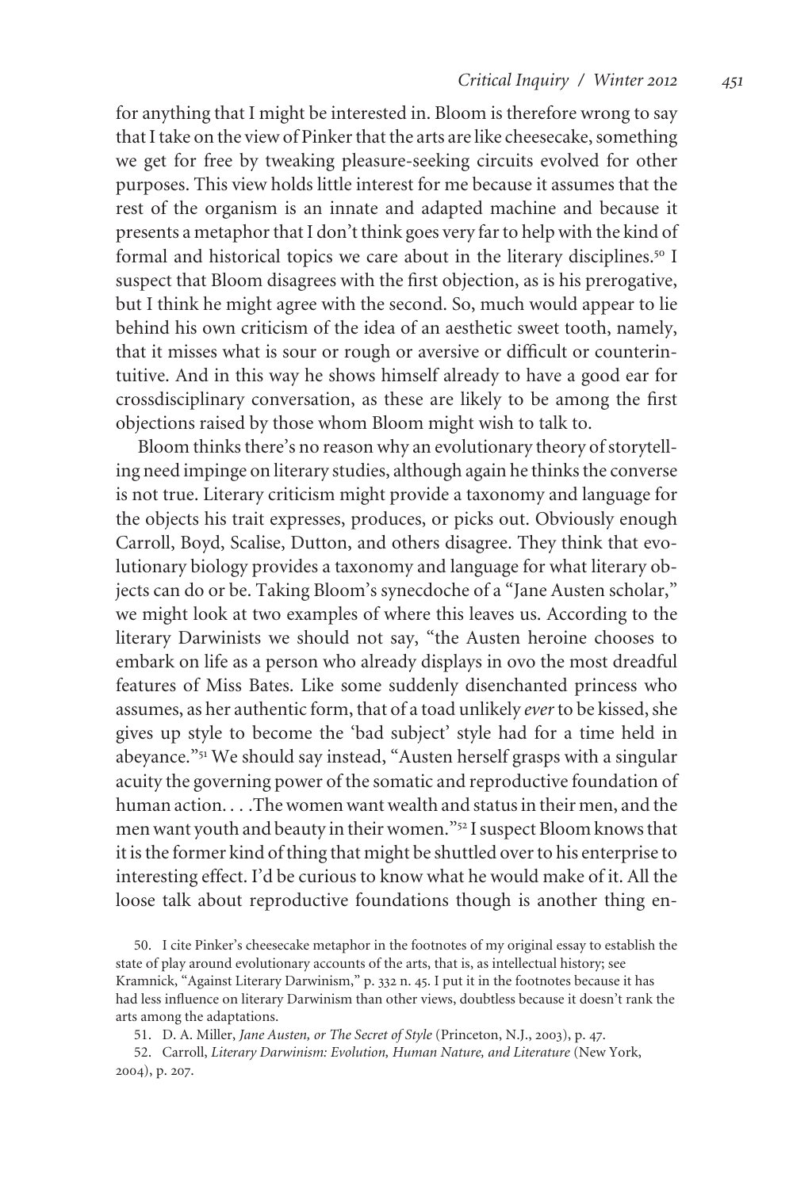for anything that I might be interested in. Bloom is therefore wrong to say that I take on the view of Pinker that the arts are like cheesecake, something we get for free by tweaking pleasure-seeking circuits evolved for other purposes. This view holds little interest for me because it assumes that the rest of the organism is an innate and adapted machine and because it presents a metaphor that I don't think goes very far to help with the kind of formal and historical topics we care about in the literary disciplines.[50] I suspect that Bloom disagrees with the first objection, as is his prerogative, but I think he might agree with the second. So, much would appear to lie behind his own criticism of the idea of an aesthetic sweet tooth, namely, that it misses what is sour or rough or aversive or difficult or counterintuitive. And in this way he shows himself already to have a good ear for crossdisciplinary conversation, as these are likely to be among the first objections raised by those whom Bloom might wish to talk to.

Bloom thinks there's no reason why an evolutionary theory of storytelling need impinge on literary studies, although again he thinks the converse is not true. Literary criticism might provide a taxonomy and language for the objects his trait expresses, produces, or picks out. Obviously enough Carroll, Boyd, Scalise, Dutton, and others disagree. They think that evolutionary biology provides a taxonomy and language for what literary objects can do or be. Taking Bloom's synecdoche of a "Jane Austen scholar," we might look at two examples of where this leaves us. According to the literary Darwinists we should not say, "the Austen heroine chooses to embark on life as a person who already displays in ovo the most dreadful features of Miss Bates. Like some suddenly disenchanted princess who assumes, as her authentic form, that of a toad unlikely *ever* to be kissed, she gives up style to become the 'bad subject' style had for a time held in abeyance."[51] We should say instead, "Austen herself grasps with a singular acuity the governing power of the somatic and reproductive foundation of human action. . . .The women want wealth and status in their men, and the men want youth and beauty in their women."[52] I suspect Bloom knows that it is the former kind of thing that might be shuttled over to his enterprise to interesting effect. I'd be curious to know what he would make of it. All the loose talk about reproductive foundations though is another thing en-

50. I cite Pinker's cheesecake metaphor in the footnotes of my original essay to establish the state of play around evolutionary accounts of the arts, that is, as intellectual history; see Kramnick, "Against Literary Darwinism," p. 332 n. 45. I put it in the footnotes because it has had less influence on literary Darwinism than other views, doubtless because it doesn't rank the arts among the adaptations.

51. D. A. Miller, *Jane Austen, or The Secret of Style* (Princeton, N.J., 2003), p. 47.

52. Carroll, *Literary Darwinism: Evolution, Human Nature, and Literature* (New York, 2004), p. 207.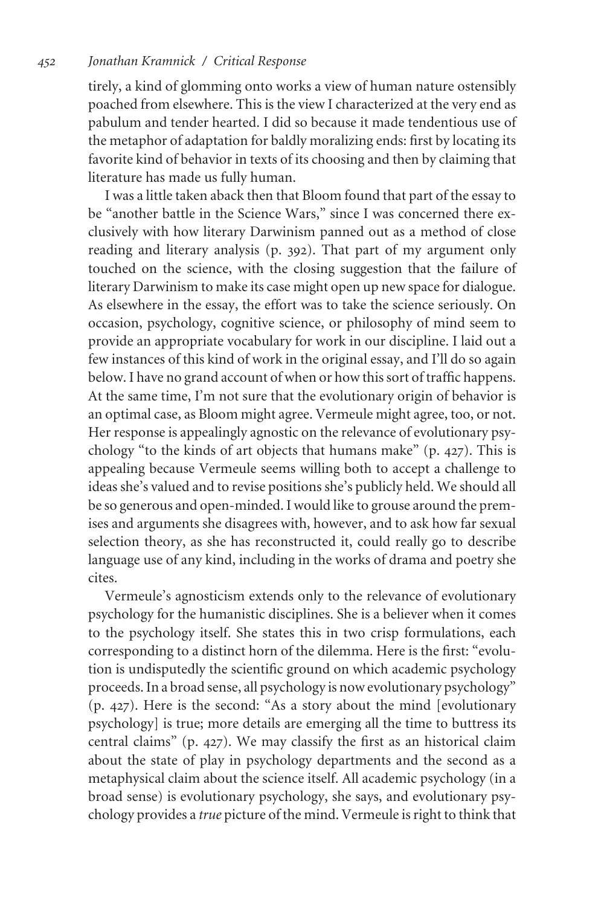tirely, a kind of glomming onto works a view of human nature ostensibly poached from elsewhere. This is the view I characterized at the very end as pabulum and tender hearted. I did so because it made tendentious use of the metaphor of adaptation for baldly moralizing ends: first by locating its favorite kind of behavior in texts of its choosing and then by claiming that literature has made us fully human.

I was a little taken aback then that Bloom found that part of the essay to be "another battle in the Science Wars," since I was concerned there exclusively with how literary Darwinism panned out as a method of close reading and literary analysis (p. 392). That part of my argument only touched on the science, with the closing suggestion that the failure of literary Darwinism to make its case might open up new space for dialogue. As elsewhere in the essay, the effort was to take the science seriously. On occasion, psychology, cognitive science, or philosophy of mind seem to provide an appropriate vocabulary for work in our discipline. I laid out a few instances of this kind of work in the original essay, and I'll do so again below. I have no grand account of when or how this sort of traffic happens. At the same time, I'm not sure that the evolutionary origin of behavior is an optimal case, as Bloom might agree. Vermeule might agree, too, or not. Her response is appealingly agnostic on the relevance of evolutionary psychology "to the kinds of art objects that humans make" (p. 427). This is appealing because Vermeule seems willing both to accept a challenge to ideas she's valued and to revise positions she's publicly held. We should all be so generous and open-minded. I would like to grouse around the premises and arguments she disagrees with, however, and to ask how far sexual selection theory, as she has reconstructed it, could really go to describe language use of any kind, including in the works of drama and poetry she cites.

Vermeule's agnosticism extends only to the relevance of evolutionary psychology for the humanistic disciplines. She is a believer when it comes to the psychology itself. She states this in two crisp formulations, each corresponding to a distinct horn of the dilemma. Here is the first: "evolution is undisputedly the scientific ground on which academic psychology proceeds. In a broad sense, all psychology is now evolutionary psychology" (p. 427). Here is the second: "As a story about the mind [evolutionary psychology] is true; more details are emerging all the time to buttress its central claims" (p. 427). We may classify the first as an historical claim about the state of play in psychology departments and the second as a metaphysical claim about the science itself. All academic psychology (in a broad sense) is evolutionary psychology, she says, and evolutionary psychology provides a *true* picture of the mind. Vermeule is right to think that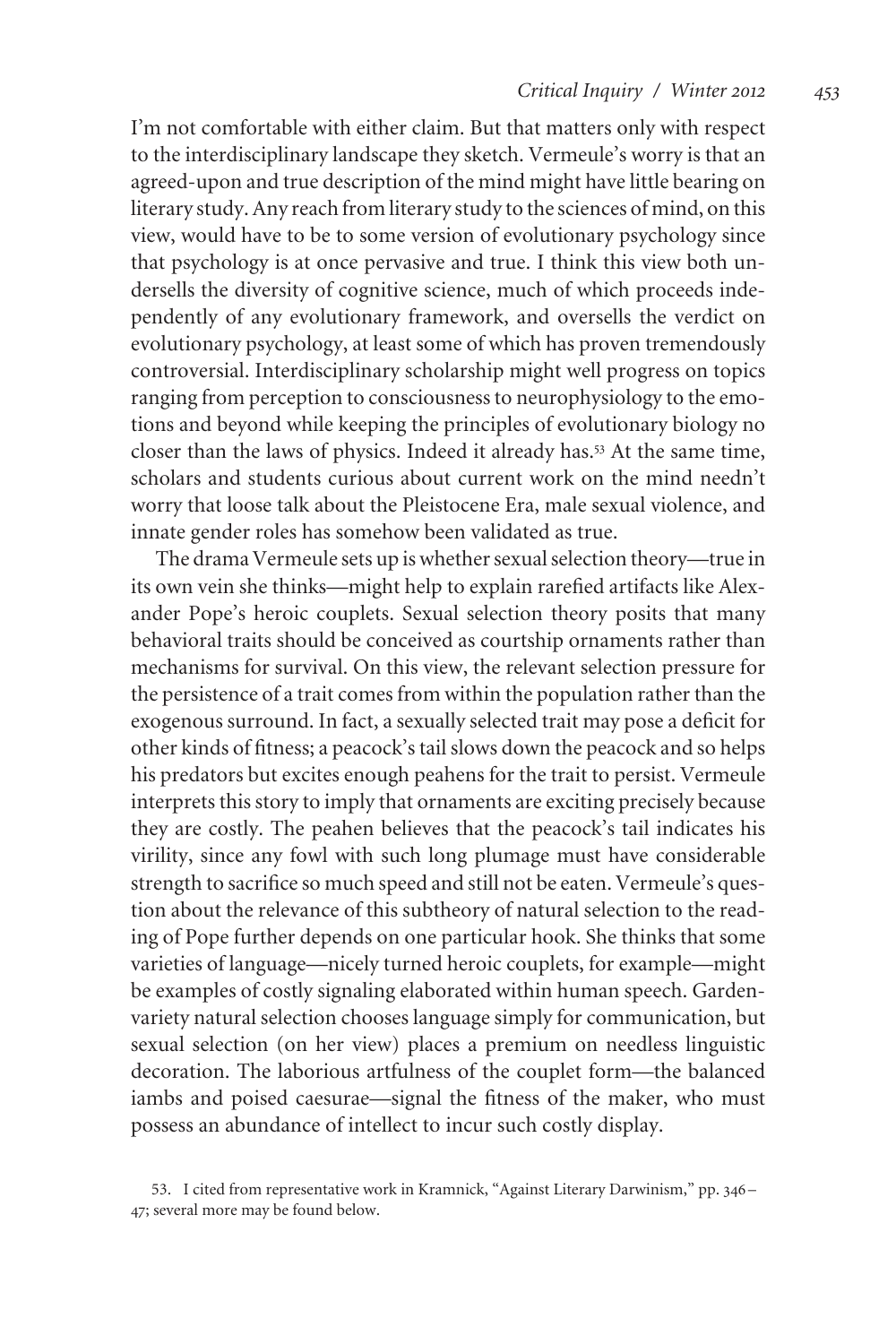I'm not comfortable with either claim. But that matters only with respect to the interdisciplinary landscape they sketch. Vermeule's worry is that an agreed-upon and true description of the mind might have little bearing on literary study. Any reach from literary study to the sciences of mind, on this view, would have to be to some version of evolutionary psychology since that psychology is at once pervasive and true. I think this view both undersells the diversity of cognitive science, much of which proceeds independently of any evolutionary framework, and oversells the verdict on evolutionary psychology, at least some of which has proven tremendously controversial. Interdisciplinary scholarship might well progress on topics ranging from perception to consciousness to neurophysiology to the emotions and beyond while keeping the principles of evolutionary biology no closer than the laws of physics. Indeed it already has.[53] At the same time, scholars and students curious about current work on the mind needn't worry that loose talk about the Pleistocene Era, male sexual violence, and innate gender roles has somehow been validated as true.

The drama Vermeule sets up is whether sexual selection theory—true in its own vein she thinks—might help to explain rarefied artifacts like Alexander Pope's heroic couplets. Sexual selection theory posits that many behavioral traits should be conceived as courtship ornaments rather than mechanisms for survival. On this view, the relevant selection pressure for the persistence of a trait comes from within the population rather than the exogenous surround. In fact, a sexually selected trait may pose a deficit for other kinds of fitness; a peacock's tail slows down the peacock and so helps his predators but excites enough peahens for the trait to persist. Vermeule interprets this story to imply that ornaments are exciting precisely because they are costly. The peahen believes that the peacock's tail indicates his virility, since any fowl with such long plumage must have considerable strength to sacrifice so much speed and still not be eaten. Vermeule's question about the relevance of this subtheory of natural selection to the reading of Pope further depends on one particular hook. She thinks that some varieties of language—nicely turned heroic couplets, for example—might be examples of costly signaling elaborated within human speech. Garden-variety natural selection chooses language simply for communication, but sexual selection (on her view) places a premium on needless linguistic decoration. The laborious artfulness of the couplet form—the balanced iambs and poised caesurae—signal the fitness of the maker, who must possess an abundance of intellect to incur such costly display.

53. I cited from representative work in Kramnick, "Against Literary Darwinism," pp. 346–47; several more may be found below.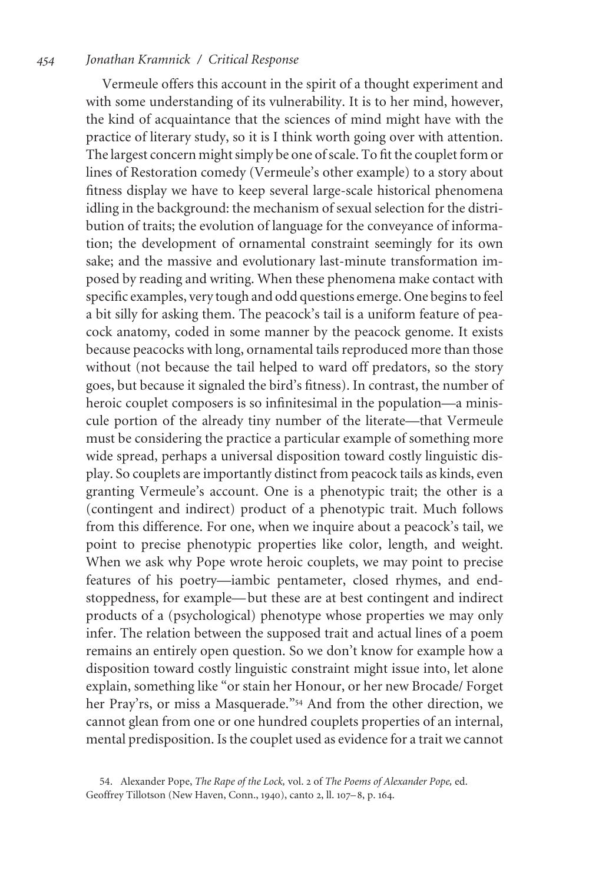Vermeule offers this account in the spirit of a thought experiment and with some understanding of its vulnerability. It is to her mind, however, the kind of acquaintance that the sciences of mind might have with the practice of literary study, so it is I think worth going over with attention. The largest concern might simply be one of scale. To fit the couplet form or lines of Restoration comedy (Vermeule's other example) to a story about fitness display we have to keep several large-scale historical phenomena idling in the background: the mechanism of sexual selection for the distribution of traits; the evolution of language for the conveyance of information; the development of ornamental constraint seemingly for its own sake; and the massive and evolutionary last-minute transformation imposed by reading and writing. When these phenomena make contact with specific examples, very tough and odd questions emerge. One begins to feel a bit silly for asking them. The peacock's tail is a uniform feature of peacock anatomy, coded in some manner by the peacock genome. It exists because peacocks with long, ornamental tails reproduced more than those without (not because the tail helped to ward off predators, so the story goes, but because it signaled the bird's fitness). In contrast, the number of heroic couplet composers is so infinitesimal in the population—a miniscule portion of the already tiny number of the literate—that Vermeule must be considering the practice a particular example of something more wide spread, perhaps a universal disposition toward costly linguistic display. So couplets are importantly distinct from peacock tails as kinds, even granting Vermeule's account. One is a phenotypic trait; the other is a (contingent and indirect) product of a phenotypic trait. Much follows from this difference. For one, when we inquire about a peacock's tail, we point to precise phenotypic properties like color, length, and weight. When we ask why Pope wrote heroic couplets, we may point to precise features of his poetry—iambic pentameter, closed rhymes, and end-stoppedness, for example—but these are at best contingent and indirect products of a (psychological) phenotype whose properties we may only infer. The relation between the supposed trait and actual lines of a poem remains an entirely open question. So we don't know for example how a disposition toward costly linguistic constraint might issue into, let alone explain, something like "or stain her Honour, or her new Brocade/ Forget her Pray'rs, or miss a Masquerade."[54] And from the other direction, we cannot glean from one or one hundred couplets properties of an internal, mental predisposition. Is the couplet used as evidence for a trait we cannot

54. Alexander Pope, *The Rape of the Lock,* vol. 2 of *The Poems of Alexander Pope,* ed. Geoffrey Tillotson (New Haven, Conn., 1940), canto 2, ll. 107–8, p. 164.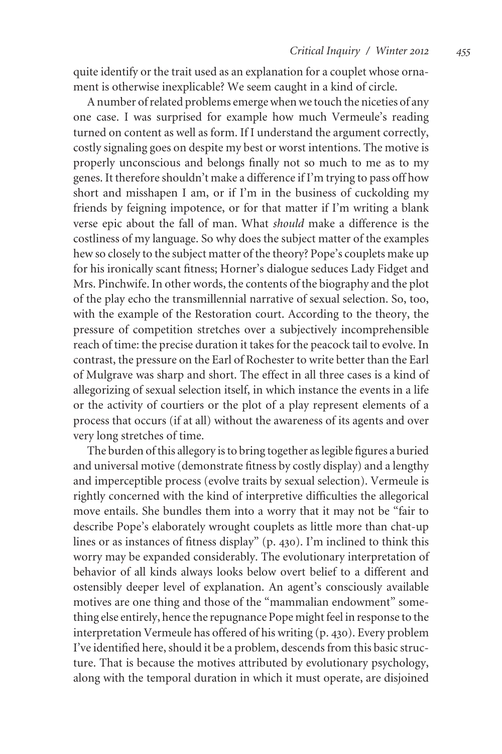quite identify or the trait used as an explanation for a couplet whose ornament is otherwise inexplicable? We seem caught in a kind of circle.

A number of related problems emerge when we touch the niceties of any one case. I was surprised for example how much Vermeule's reading turned on content as well as form. If I understand the argument correctly, costly signaling goes on despite my best or worst intentions. The motive is properly unconscious and belongs finally not so much to me as to my genes. It therefore shouldn't make a difference if I'm trying to pass off how short and misshapen I am, or if I'm in the business of cuckolding my friends by feigning impotence, or for that matter if I'm writing a blank verse epic about the fall of man. What *should* make a difference is the costliness of my language. So why does the subject matter of the examples hew so closely to the subject matter of the theory? Pope's couplets make up for his ironically scant fitness; Horner's dialogue seduces Lady Fidget and Mrs. Pinchwife. In other words, the contents of the biography and the plot of the play echo the transmillennial narrative of sexual selection. So, too, with the example of the Restoration court. According to the theory, the pressure of competition stretches over a subjectively incomprehensible reach of time: the precise duration it takes for the peacock tail to evolve. In contrast, the pressure on the Earl of Rochester to write better than the Earl of Mulgrave was sharp and short. The effect in all three cases is a kind of allegorizing of sexual selection itself, in which instance the events in a life or the activity of courtiers or the plot of a play represent elements of a process that occurs (if at all) without the awareness of its agents and over very long stretches of time.

The burden of this allegory is to bring together as legible figures a buried and universal motive (demonstrate fitness by costly display) and a lengthy and imperceptible process (evolve traits by sexual selection). Vermeule is rightly concerned with the kind of interpretive difficulties the allegorical move entails. She bundles them into a worry that it may not be "fair to describe Pope's elaborately wrought couplets as little more than chat-up lines or as instances of fitness display" (p. 430). I'm inclined to think this worry may be expanded considerably. The evolutionary interpretation of behavior of all kinds always looks below overt belief to a different and ostensibly deeper level of explanation. An agent's consciously available motives are one thing and those of the "mammalian endowment" something else entirely, hence the repugnance Pope might feel in response to the interpretation Vermeule has offered of his writing (p. 430). Every problem I've identified here, should it be a problem, descends from this basic structure. That is because the motives attributed by evolutionary psychology, along with the temporal duration in which it must operate, are disjoined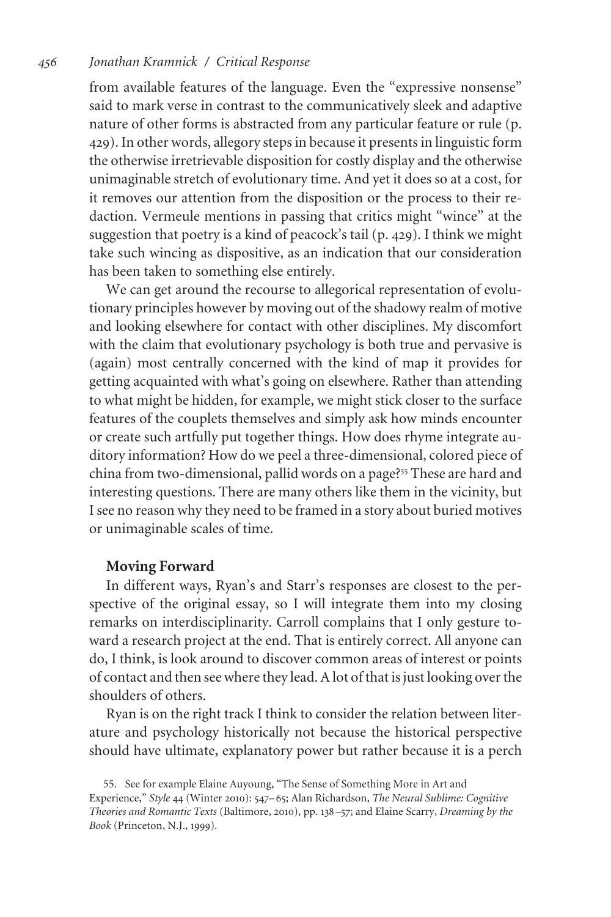from available features of the language. Even the "expressive nonsense" said to mark verse in contrast to the communicatively sleek and adaptive nature of other forms is abstracted from any particular feature or rule (p. 429). In other words, allegory steps in because it presents in linguistic form the otherwise irretrievable disposition for costly display and the otherwise unimaginable stretch of evolutionary time. And yet it does so at a cost, for it removes our attention from the disposition or the process to their redaction. Vermeule mentions in passing that critics might "wince" at the suggestion that poetry is a kind of peacock's tail (p. 429). I think we might take such wincing as dispositive, as an indication that our consideration has been taken to something else entirely.

We can get around the recourse to allegorical representation of evolutionary principles however by moving out of the shadowy realm of motive and looking elsewhere for contact with other disciplines. My discomfort with the claim that evolutionary psychology is both true and pervasive is (again) most centrally concerned with the kind of map it provides for getting acquainted with what's going on elsewhere. Rather than attending to what might be hidden, for example, we might stick closer to the surface features of the couplets themselves and simply ask how minds encounter or create such artfully put together things. How does rhyme integrate auditory information? How do we peel a three-dimensional, colored piece of china from two-dimensional, pallid words on a page?[55] These are hard and interesting questions. There are many others like them in the vicinity, but I see no reason why they need to be framed in a story about buried motives or unimaginable scales of time.

### Moving Forward

In different ways, Ryan's and Starr's responses are closest to the perspective of the original essay, so I will integrate them into my closing remarks on interdisciplinarity. Carroll complains that I only gesture toward a research project at the end. That is entirely correct. All anyone can do, I think, is look around to discover common areas of interest or points of contact and then see where they lead. A lot of that is just looking over the shoulders of others.

Ryan is on the right track I think to consider the relation between literature and psychology historically not because the historical perspective should have ultimate, explanatory power but rather because it is a perch

55. See for example Elaine Auyoung, "The Sense of Something More in Art and Experience," *Style* 44 (Winter 2010): 547–65; Alan Richardson, *The Neural Sublime: Cognitive Theories and Romantic Texts* (Baltimore, 2010), pp. 138–57; and Elaine Scarry, *Dreaming by the Book* (Princeton, N.J., 1999).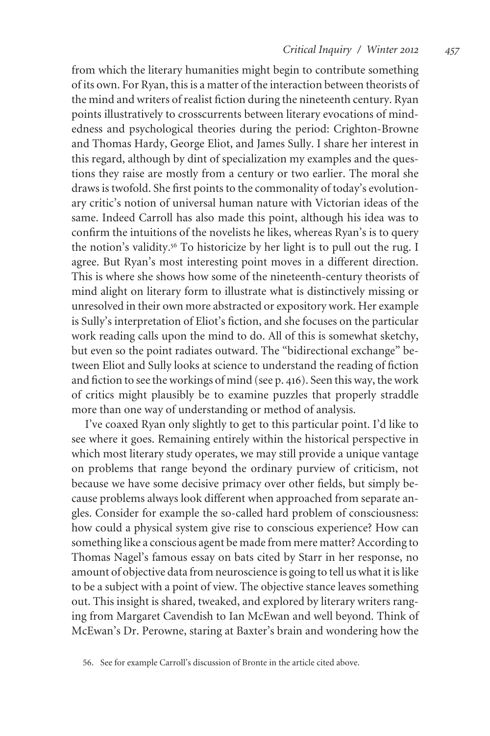from which the literary humanities might begin to contribute something of its own. For Ryan, this is a matter of the interaction between theorists of the mind and writers of realist fiction during the nineteenth century. Ryan points illustratively to crosscurrents between literary evocations of mindedness and psychological theories during the period: Crighton-Browne and Thomas Hardy, George Eliot, and James Sully. I share her interest in this regard, although by dint of specialization my examples and the questions they raise are mostly from a century or two earlier. The moral she draws is twofold. She first points to the commonality of today's evolutionary critic's notion of universal human nature with Victorian ideas of the same. Indeed Carroll has also made this point, although his idea was to confirm the intuitions of the novelists he likes, whereas Ryan's is to query the notion's validity.[56] To historicize by her light is to pull out the rug. I agree. But Ryan's most interesting point moves in a different direction. This is where she shows how some of the nineteenth-century theorists of mind alight on literary form to illustrate what is distinctively missing or unresolved in their own more abstracted or expository work. Her example is Sully's interpretation of Eliot's fiction, and she focuses on the particular work reading calls upon the mind to do. All of this is somewhat sketchy, but even so the point radiates outward. The "bidirectional exchange" between Eliot and Sully looks at science to understand the reading of fiction and fiction to see the workings of mind (see p. 416). Seen this way, the work of critics might plausibly be to examine puzzles that properly straddle more than one way of understanding or method of analysis.

I've coaxed Ryan only slightly to get to this particular point. I'd like to see where it goes. Remaining entirely within the historical perspective in which most literary study operates, we may still provide a unique vantage on problems that range beyond the ordinary purview of criticism, not because we have some decisive primacy over other fields, but simply because problems always look different when approached from separate angles. Consider for example the so-called hard problem of consciousness: how could a physical system give rise to conscious experience? How can something like a conscious agent be made from mere matter? According to Thomas Nagel's famous essay on bats cited by Starr in her response, no amount of objective data from neuroscience is going to tell us what it is like to be a subject with a point of view. The objective stance leaves something out. This insight is shared, tweaked, and explored by literary writers ranging from Margaret Cavendish to Ian McEwan and well beyond. Think of McEwan's Dr. Perowne, staring at Baxter's brain and wondering how the

56. See for example Carroll's discussion of Bronte in the article cited above.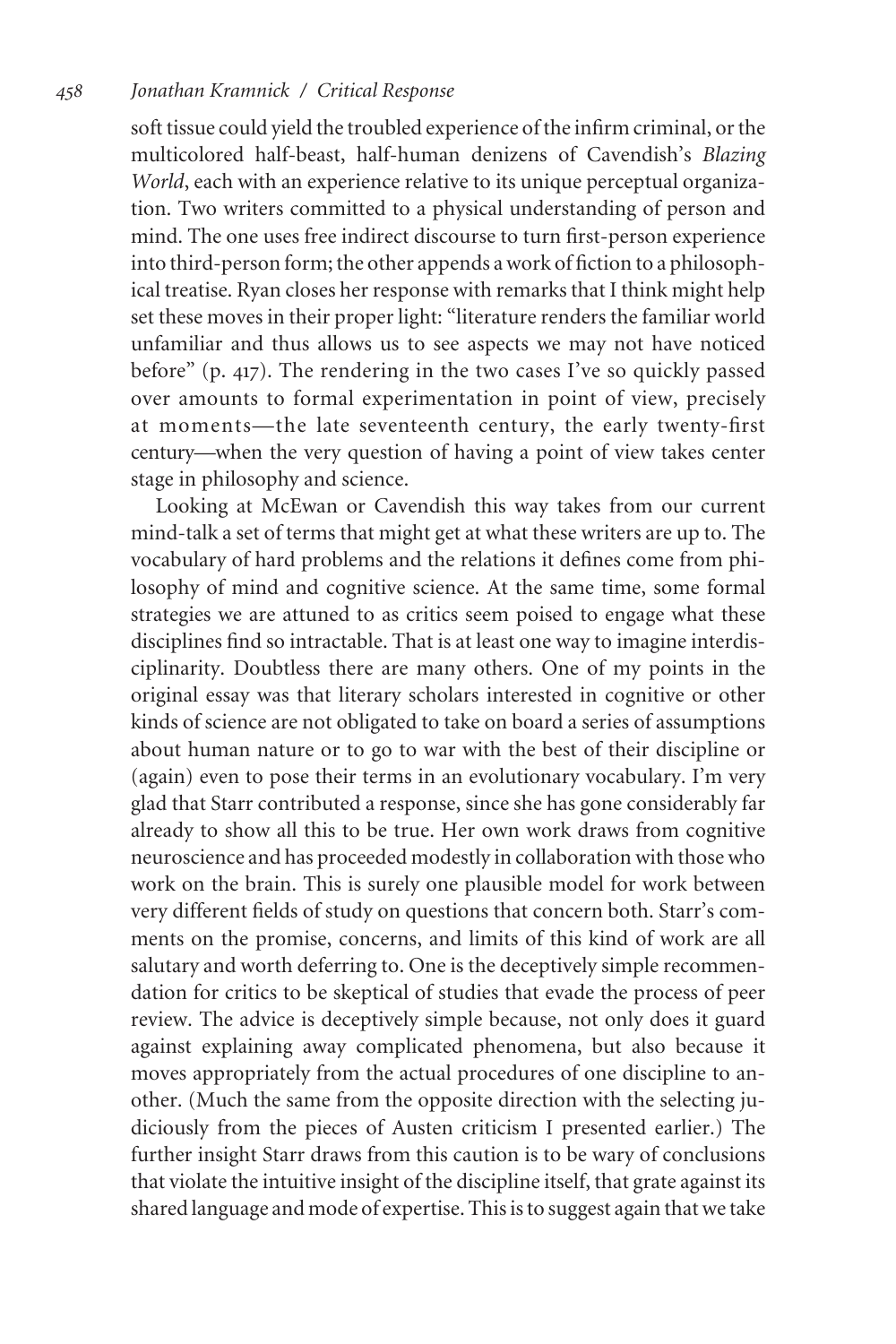soft tissue could yield the troubled experience of the infirm criminal, or the multicolored half-beast, half-human denizens of Cavendish's *Blazing World*, each with an experience relative to its unique perceptual organization. Two writers committed to a physical understanding of person and mind. The one uses free indirect discourse to turn first-person experience into third-person form; the other appends a work of fiction to a philosophical treatise. Ryan closes her response with remarks that I think might help set these moves in their proper light: "literature renders the familiar world unfamiliar and thus allows us to see aspects we may not have noticed before" (p. 417). The rendering in the two cases I've so quickly passed over amounts to formal experimentation in point of view, precisely at moments—the late seventeenth century, the early twenty-first century—when the very question of having a point of view takes center stage in philosophy and science.

Looking at McEwan or Cavendish this way takes from our current mind-talk a set of terms that might get at what these writers are up to. The vocabulary of hard problems and the relations it defines come from philosophy of mind and cognitive science. At the same time, some formal strategies we are attuned to as critics seem poised to engage what these disciplines find so intractable. That is at least one way to imagine interdisciplinarity. Doubtless there are many others. One of my points in the original essay was that literary scholars interested in cognitive or other kinds of science are not obligated to take on board a series of assumptions about human nature or to go to war with the best of their discipline or (again) even to pose their terms in an evolutionary vocabulary. I'm very glad that Starr contributed a response, since she has gone considerably far already to show all this to be true. Her own work draws from cognitive neuroscience and has proceeded modestly in collaboration with those who work on the brain. This is surely one plausible model for work between very different fields of study on questions that concern both. Starr's comments on the promise, concerns, and limits of this kind of work are all salutary and worth deferring to. One is the deceptively simple recommendation for critics to be skeptical of studies that evade the process of peer review. The advice is deceptively simple because, not only does it guard against explaining away complicated phenomena, but also because it moves appropriately from the actual procedures of one discipline to another. (Much the same from the opposite direction with the selecting judiciously from the pieces of Austen criticism I presented earlier.) The further insight Starr draws from this caution is to be wary of conclusions that violate the intuitive insight of the discipline itself, that grate against its shared language and mode of expertise. This is to suggest again that we take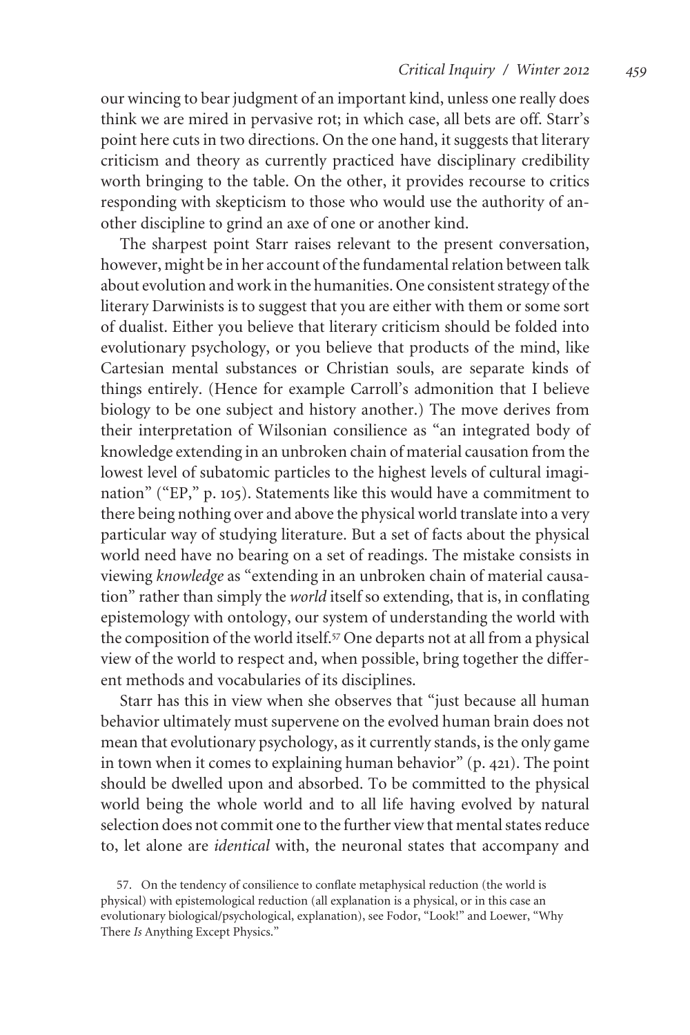our wincing to bear judgment of an important kind, unless one really does think we are mired in pervasive rot; in which case, all bets are off. Starr's point here cuts in two directions. On the one hand, it suggests that literary criticism and theory as currently practiced have disciplinary credibility worth bringing to the table. On the other, it provides recourse to critics responding with skepticism to those who would use the authority of another discipline to grind an axe of one or another kind.

The sharpest point Starr raises relevant to the present conversation, however, might be in her account of the fundamental relation between talk about evolution and work in the humanities. One consistent strategy of the literary Darwinists is to suggest that you are either with them or some sort of dualist. Either you believe that literary criticism should be folded into evolutionary psychology, or you believe that products of the mind, like Cartesian mental substances or Christian souls, are separate kinds of things entirely. (Hence for example Carroll's admonition that I believe biology to be one subject and history another.) The move derives from their interpretation of Wilsonian consilience as "an integrated body of knowledge extending in an unbroken chain of material causation from the lowest level of subatomic particles to the highest levels of cultural imagination" ("EP," p. 105). Statements like this would have a commitment to there being nothing over and above the physical world translate into a very particular way of studying literature. But a set of facts about the physical world need have no bearing on a set of readings. The mistake consists in viewing *knowledge* as "extending in an unbroken chain of material causation" rather than simply the *world* itself so extending, that is, in conflating epistemology with ontology, our system of understanding the world with the composition of the world itself.[57] One departs not at all from a physical view of the world to respect and, when possible, bring together the different methods and vocabularies of its disciplines.

Starr has this in view when she observes that "just because all human behavior ultimately must supervene on the evolved human brain does not mean that evolutionary psychology, as it currently stands, is the only game in town when it comes to explaining human behavior" (p. 421). The point should be dwelled upon and absorbed. To be committed to the physical world being the whole world and to all life having evolved by natural selection does not commit one to the further view that mental states reduce to, let alone are *identical* with, the neuronal states that accompany and

57. On the tendency of consilience to conflate metaphysical reduction (the world is physical) with epistemological reduction (all explanation is a physical, or in this case an evolutionary biological/psychological, explanation), see Fodor, "Look!" and Loewer, "Why There *Is* Anything Except Physics."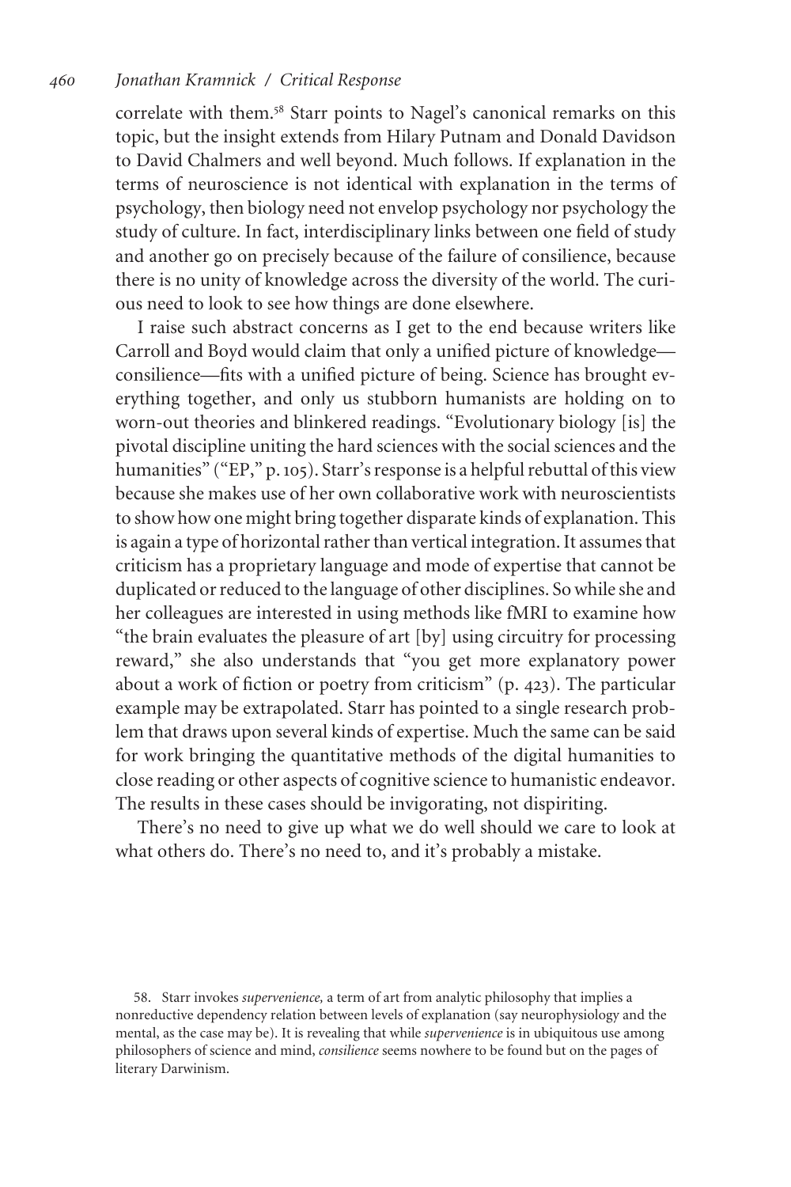correlate with them.[58] Starr points to Nagel's canonical remarks on this topic, but the insight extends from Hilary Putnam and Donald Davidson to David Chalmers and well beyond. Much follows. If explanation in the terms of neuroscience is not identical with explanation in the terms of psychology, then biology need not envelop psychology nor psychology the study of culture. In fact, interdisciplinary links between one field of study and another go on precisely because of the failure of consilience, because there is no unity of knowledge across the diversity of the world. The curious need to look to see how things are done elsewhere.

I raise such abstract concerns as I get to the end because writers like Carroll and Boyd would claim that only a unified picture of knowledge—consilience—fits with a unified picture of being. Science has brought everything together, and only us stubborn humanists are holding on to worn-out theories and blinkered readings. "Evolutionary biology [is] the pivotal discipline uniting the hard sciences with the social sciences and the humanities" ("EP," p. 105). Starr's response is a helpful rebuttal of this view because she makes use of her own collaborative work with neuroscientists to show how one might bring together disparate kinds of explanation. This is again a type of horizontal rather than vertical integration. It assumes that criticism has a proprietary language and mode of expertise that cannot be duplicated or reduced to the language of other disciplines. So while she and her colleagues are interested in using methods like fMRI to examine how "the brain evaluates the pleasure of art [by] using circuitry for processing reward," she also understands that "you get more explanatory power about a work of fiction or poetry from criticism" (p. 423). The particular example may be extrapolated. Starr has pointed to a single research problem that draws upon several kinds of expertise. Much the same can be said for work bringing the quantitative methods of the digital humanities to close reading or other aspects of cognitive science to humanistic endeavor. The results in these cases should be invigorating, not dispiriting.

There's no need to give up what we do well should we care to look at what others do. There's no need to, and it's probably a mistake.

58. Starr invokes *supervenience,* a term of art from analytic philosophy that implies a nonreductive dependency relation between levels of explanation (say neurophysiology and the mental, as the case may be). It is revealing that while *supervenience* is in ubiquitous use among philosophers of science and mind, *consilience* seems nowhere to be found but on the pages of literary Darwinism.